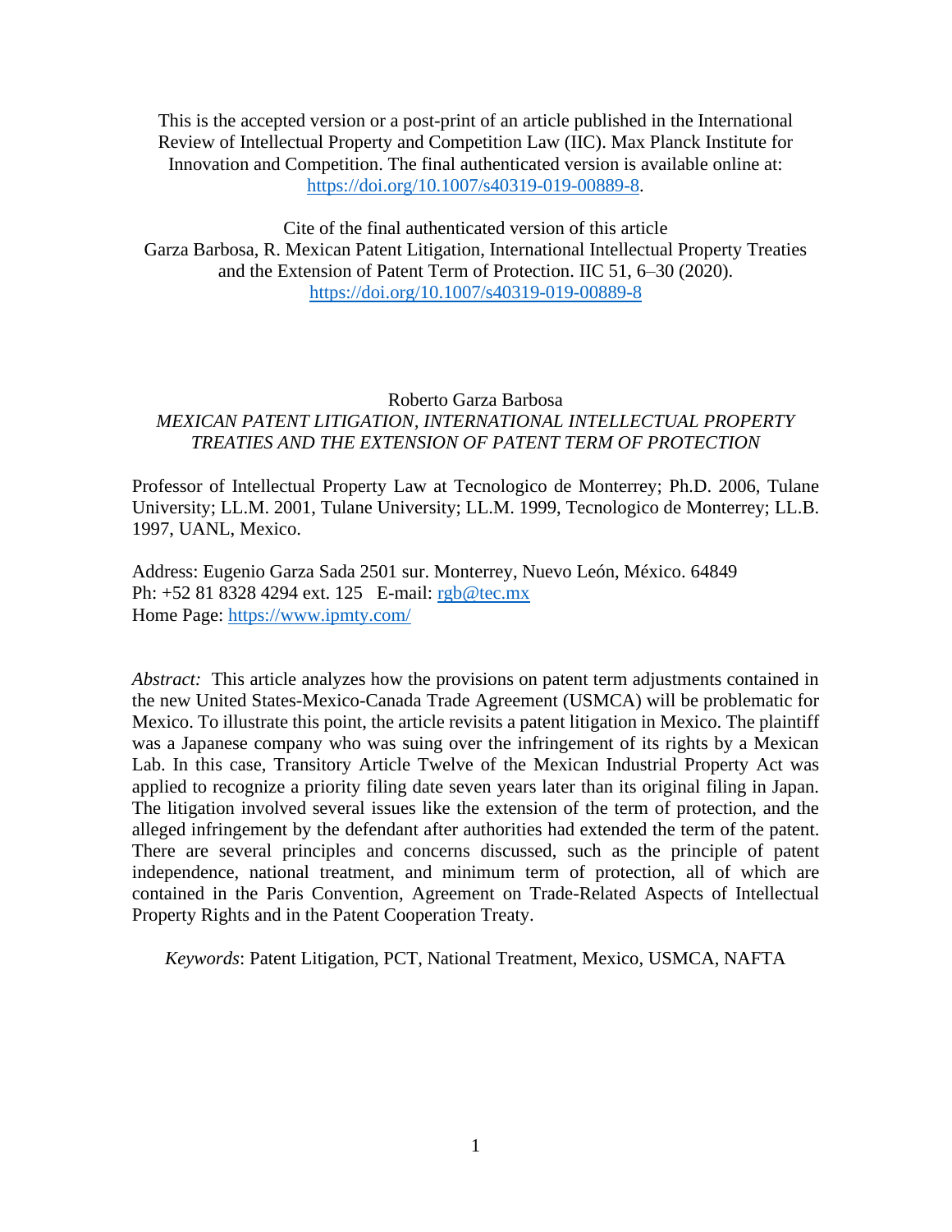This is the accepted version or a post-print of an article published in the International Review of Intellectual Property and Competition Law (IIC). Max Planck Institute for Innovation and Competition. The final authenticated version is available online at: https://doi.org/10.1007/s40319-019-00889-8.

Cite of the final authenticated version of this article
Garza Barbosa, R. Mexican Patent Litigation, International Intellectual Property Treaties and the Extension of Patent Term of Protection. IIC 51, 6–30 (2020). https://doi.org/10.1007/s40319-019-00889-8

Roberto Garza Barbosa

# *MEXICAN PATENT LITIGATION, INTERNATIONAL INTELLECTUAL PROPERTY TREATIES AND THE EXTENSION OF PATENT TERM OF PROTECTION*

Professor of Intellectual Property Law at Tecnologico de Monterrey; Ph.D. 2006, Tulane University; LL.M. 2001, Tulane University; LL.M. 1999, Tecnologico de Monterrey; LL.B. 1997, UANL, Mexico.

Address: Eugenio Garza Sada 2501 sur. Monterrey, Nuevo León, México. 64849
Ph: +52 81 8328 4294 ext. 125 E-mail: rgb@tec.mx
Home Page: https://www.ipmty.com/

*Abstract:* This article analyzes how the provisions on patent term adjustments contained in the new United States-Mexico-Canada Trade Agreement (USMCA) will be problematic for Mexico. To illustrate this point, the article revisits a patent litigation in Mexico. The plaintiff was a Japanese company who was suing over the infringement of its rights by a Mexican Lab. In this case, Transitory Article Twelve of the Mexican Industrial Property Act was applied to recognize a priority filing date seven years later than its original filing in Japan. The litigation involved several issues like the extension of the term of protection, and the alleged infringement by the defendant after authorities had extended the term of the patent. There are several principles and concerns discussed, such as the principle of patent independence, national treatment, and minimum term of protection, all of which are contained in the Paris Convention, Agreement on Trade-Related Aspects of Intellectual Property Rights and in the Patent Cooperation Treaty.

*Keywords*: Patent Litigation, PCT, National Treatment, Mexico, USMCA, NAFTA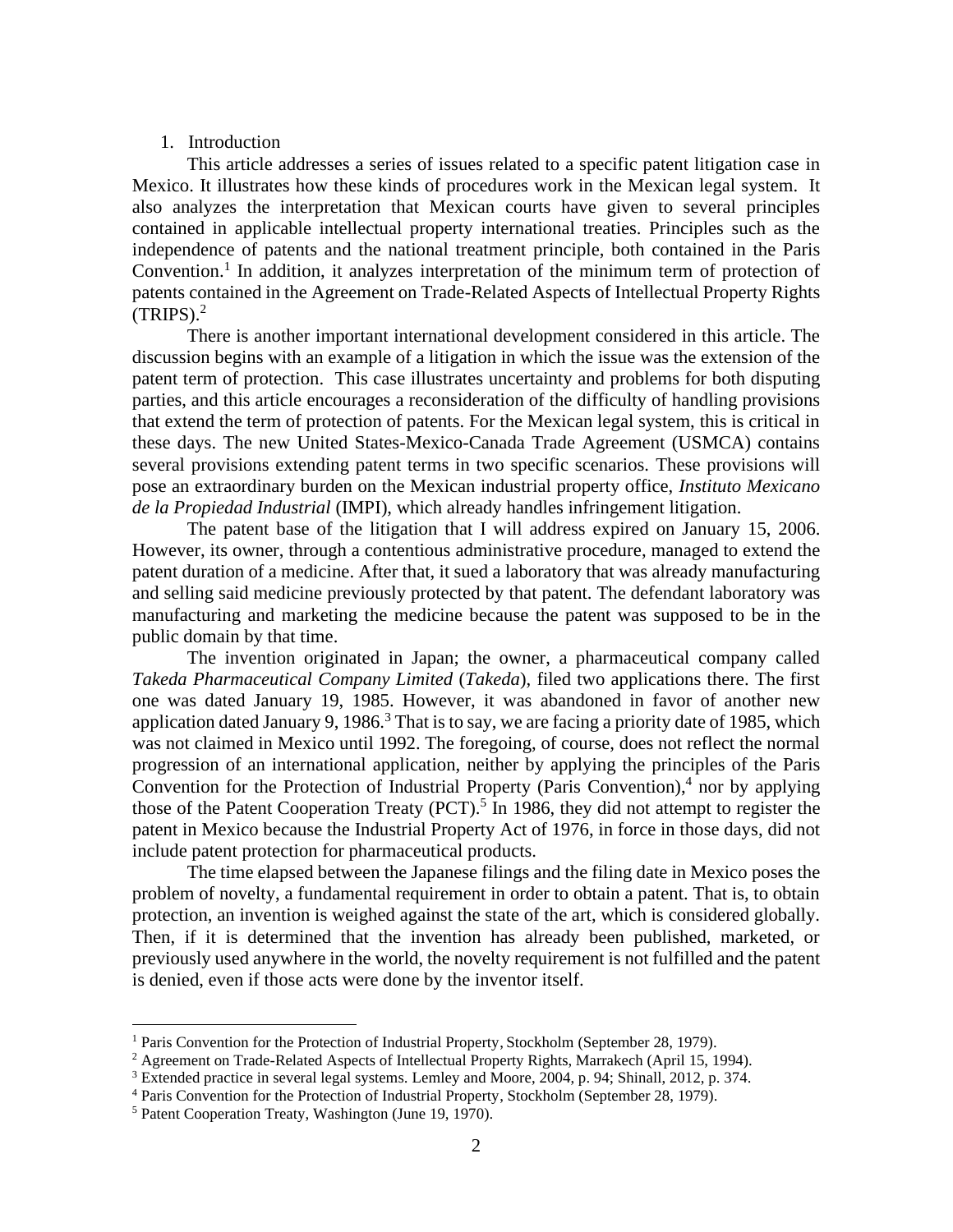1. Introduction

This article addresses a series of issues related to a specific patent litigation case in Mexico. It illustrates how these kinds of procedures work in the Mexican legal system. It also analyzes the interpretation that Mexican courts have given to several principles contained in applicable intellectual property international treaties. Principles such as the independence of patents and the national treatment principle, both contained in the Paris Convention.[1] In addition, it analyzes interpretation of the minimum term of protection of patents contained in the Agreement on Trade-Related Aspects of Intellectual Property Rights (TRIPS).[2]

There is another important international development considered in this article. The discussion begins with an example of a litigation in which the issue was the extension of the patent term of protection. This case illustrates uncertainty and problems for both disputing parties, and this article encourages a reconsideration of the difficulty of handling provisions that extend the term of protection of patents. For the Mexican legal system, this is critical in these days. The new United States-Mexico-Canada Trade Agreement (USMCA) contains several provisions extending patent terms in two specific scenarios. These provisions will pose an extraordinary burden on the Mexican industrial property office, *Instituto Mexicano de la Propiedad Industrial* (IMPI), which already handles infringement litigation.

The patent base of the litigation that I will address expired on January 15, 2006. However, its owner, through a contentious administrative procedure, managed to extend the patent duration of a medicine. After that, it sued a laboratory that was already manufacturing and selling said medicine previously protected by that patent. The defendant laboratory was manufacturing and marketing the medicine because the patent was supposed to be in the public domain by that time.

The invention originated in Japan; the owner, a pharmaceutical company called *Takeda Pharmaceutical Company Limited* (*Takeda*), filed two applications there. The first one was dated January 19, 1985. However, it was abandoned in favor of another new application dated January 9, 1986.[3] That is to say, we are facing a priority date of 1985, which was not claimed in Mexico until 1992. The foregoing, of course, does not reflect the normal progression of an international application, neither by applying the principles of the Paris Convention for the Protection of Industrial Property (Paris Convention),[4] nor by applying those of the Patent Cooperation Treaty (PCT).[5] In 1986, they did not attempt to register the patent in Mexico because the Industrial Property Act of 1976, in force in those days, did not include patent protection for pharmaceutical products.

The time elapsed between the Japanese filings and the filing date in Mexico poses the problem of novelty, a fundamental requirement in order to obtain a patent. That is, to obtain protection, an invention is weighed against the state of the art, which is considered globally. Then, if it is determined that the invention has already been published, marketed, or previously used anywhere in the world, the novelty requirement is not fulfilled and the patent is denied, even if those acts were done by the inventor itself.

---

[1] Paris Convention for the Protection of Industrial Property, Stockholm (September 28, 1979).

[2] Agreement on Trade-Related Aspects of Intellectual Property Rights, Marrakech (April 15, 1994).

[3] Extended practice in several legal systems. Lemley and Moore, 2004, p. 94; Shinall, 2012, p. 374.

[4] Paris Convention for the Protection of Industrial Property, Stockholm (September 28, 1979).

[5] Patent Cooperation Treaty, Washington (June 19, 1970).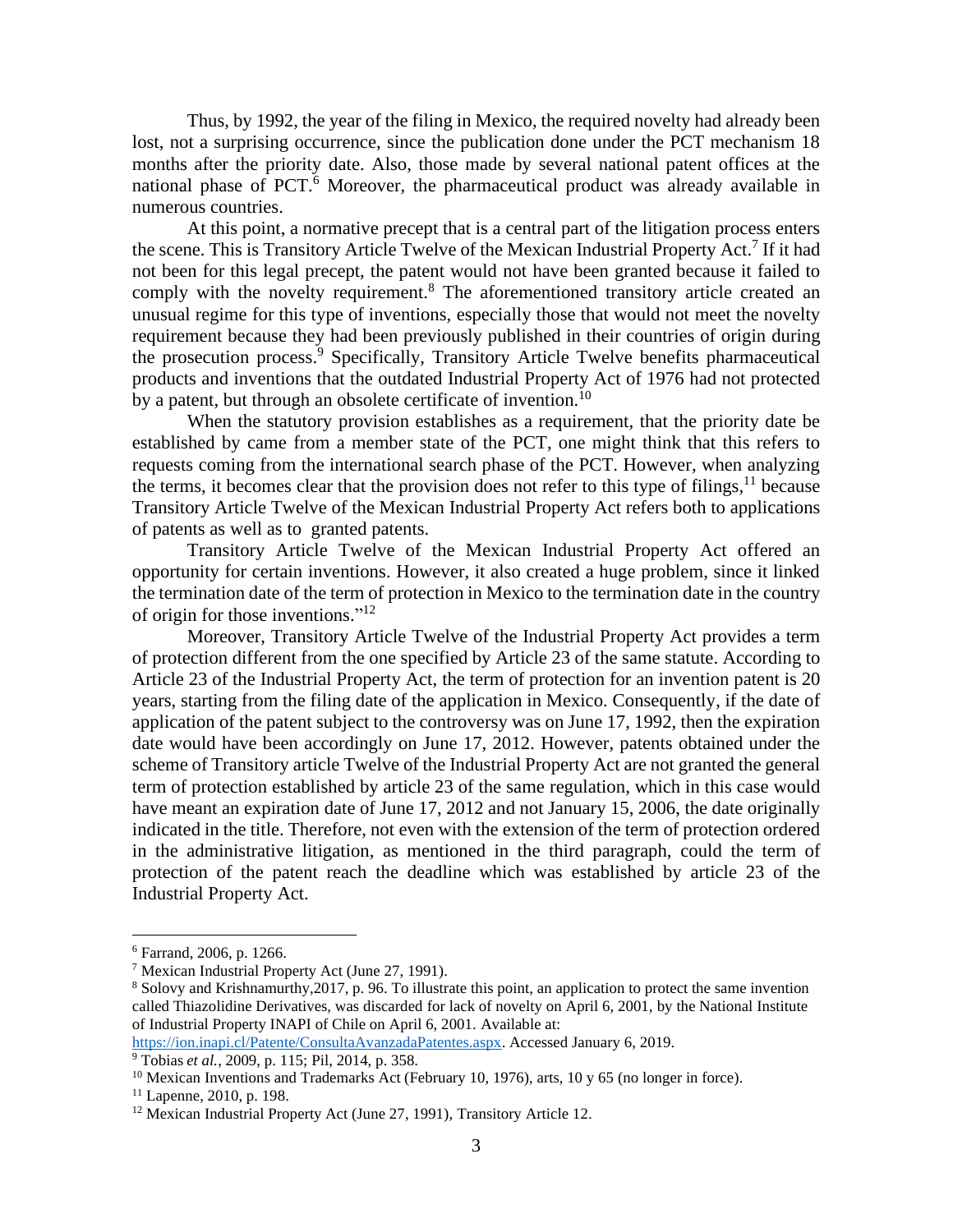Thus, by 1992, the year of the filing in Mexico, the required novelty had already been lost, not a surprising occurrence, since the publication done under the PCT mechanism 18 months after the priority date. Also, those made by several national patent offices at the national phase of PCT.[6] Moreover, the pharmaceutical product was already available in numerous countries.

At this point, a normative precept that is a central part of the litigation process enters the scene. This is Transitory Article Twelve of the Mexican Industrial Property Act.[7] If it had not been for this legal precept, the patent would not have been granted because it failed to comply with the novelty requirement.[8] The aforementioned transitory article created an unusual regime for this type of inventions, especially those that would not meet the novelty requirement because they had been previously published in their countries of origin during the prosecution process.[9] Specifically, Transitory Article Twelve benefits pharmaceutical products and inventions that the outdated Industrial Property Act of 1976 had not protected by a patent, but through an obsolete certificate of invention.[10]

When the statutory provision establishes as a requirement, that the priority date be established by came from a member state of the PCT, one might think that this refers to requests coming from the international search phase of the PCT. However, when analyzing the terms, it becomes clear that the provision does not refer to this type of filings,[11] because Transitory Article Twelve of the Mexican Industrial Property Act refers both to applications of patents as well as to granted patents.

Transitory Article Twelve of the Mexican Industrial Property Act offered an opportunity for certain inventions. However, it also created a huge problem, since it linked the termination date of the term of protection in Mexico to the termination date in the country of origin for those inventions."[12]

Moreover, Transitory Article Twelve of the Industrial Property Act provides a term of protection different from the one specified by Article 23 of the same statute. According to Article 23 of the Industrial Property Act, the term of protection for an invention patent is 20 years, starting from the filing date of the application in Mexico. Consequently, if the date of application of the patent subject to the controversy was on June 17, 1992, then the expiration date would have been accordingly on June 17, 2012. However, patents obtained under the scheme of Transitory article Twelve of the Industrial Property Act are not granted the general term of protection established by article 23 of the same regulation, which in this case would have meant an expiration date of June 17, 2012 and not January 15, 2006, the date originally indicated in the title. Therefore, not even with the extension of the term of protection ordered in the administrative litigation, as mentioned in the third paragraph, could the term of protection of the patent reach the deadline which was established by article 23 of the Industrial Property Act.

---

[6] Farrand, 2006, p. 1266.

[7] Mexican Industrial Property Act (June 27, 1991).

[8] Solovy and Krishnamurthy,2017, p. 96. To illustrate this point, an application to protect the same invention called Thiazolidine Derivatives, was discarded for lack of novelty on April 6, 2001, by the National Institute of Industrial Property INAPI of Chile on April 6, 2001. Available at: https://ion.inapi.cl/Patente/ConsultaAvanzadaPatentes.aspx. Accessed January 6, 2019.

[9] Tobias *et al.*, 2009, p. 115; Pil, 2014, p. 358.

[10] Mexican Inventions and Trademarks Act (February 10, 1976), arts, 10 y 65 (no longer in force).

[11] Lapenne, 2010, p. 198.

[12] Mexican Industrial Property Act (June 27, 1991), Transitory Article 12.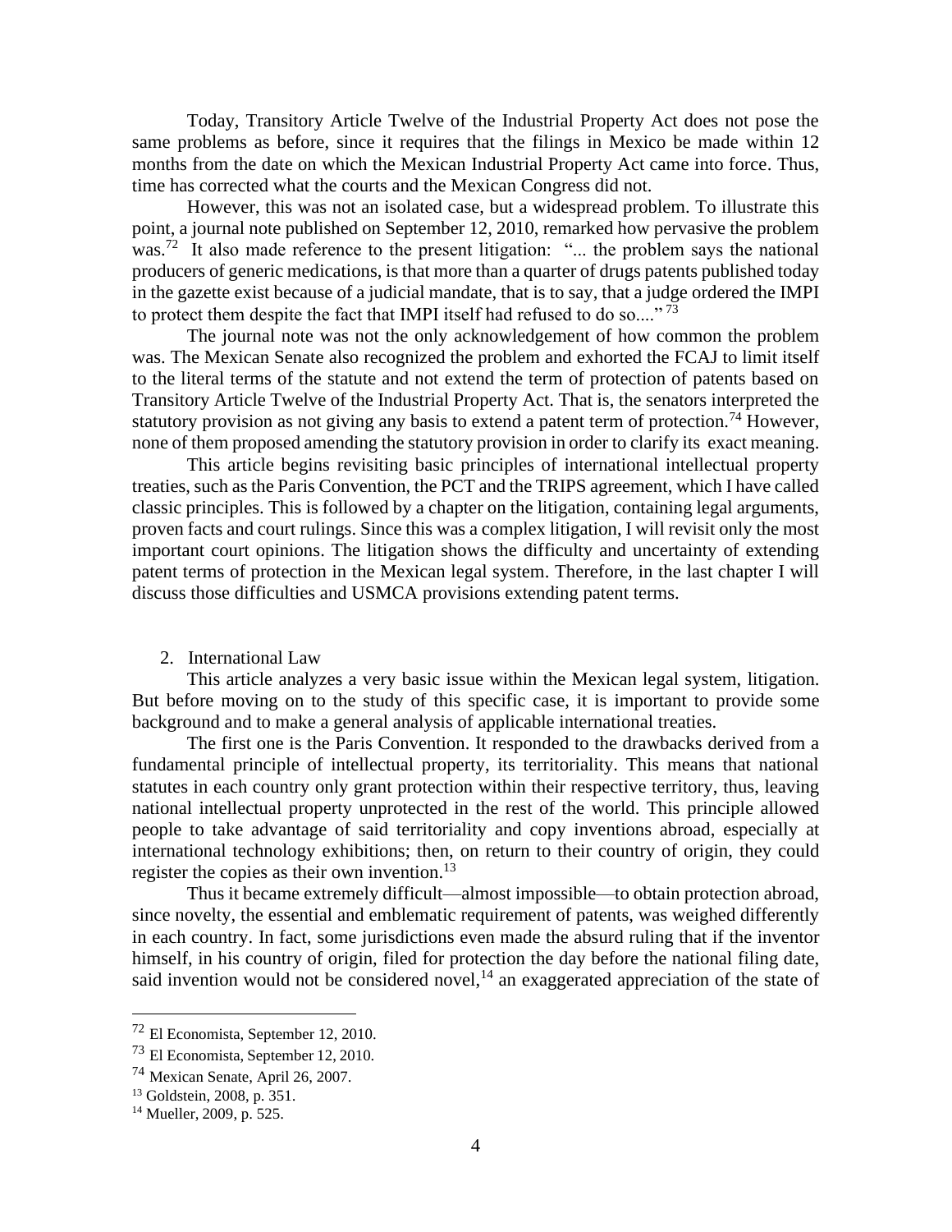Today, Transitory Article Twelve of the Industrial Property Act does not pose the same problems as before, since it requires that the filings in Mexico be made within 12 months from the date on which the Mexican Industrial Property Act came into force. Thus, time has corrected what the courts and the Mexican Congress did not.

However, this was not an isolated case, but a widespread problem. To illustrate this point, a journal note published on September 12, 2010, remarked how pervasive the problem was.[72] It also made reference to the present litigation: "... the problem says the national producers of generic medications, is that more than a quarter of drugs patents published today in the gazette exist because of a judicial mandate, that is to say, that a judge ordered the IMPI to protect them despite the fact that IMPI itself had refused to do so...."[73]

The journal note was not the only acknowledgement of how common the problem was. The Mexican Senate also recognized the problem and exhorted the FCAJ to limit itself to the literal terms of the statute and not extend the term of protection of patents based on Transitory Article Twelve of the Industrial Property Act. That is, the senators interpreted the statutory provision as not giving any basis to extend a patent term of protection.[74] However, none of them proposed amending the statutory provision in order to clarify its exact meaning.

This article begins revisiting basic principles of international intellectual property treaties, such as the Paris Convention, the PCT and the TRIPS agreement, which I have called classic principles. This is followed by a chapter on the litigation, containing legal arguments, proven facts and court rulings. Since this was a complex litigation, I will revisit only the most important court opinions. The litigation shows the difficulty and uncertainty of extending patent terms of protection in the Mexican legal system. Therefore, in the last chapter I will discuss those difficulties and USMCA provisions extending patent terms.

## 2. International Law

This article analyzes a very basic issue within the Mexican legal system, litigation. But before moving on to the study of this specific case, it is important to provide some background and to make a general analysis of applicable international treaties.

The first one is the Paris Convention. It responded to the drawbacks derived from a fundamental principle of intellectual property, its territoriality. This means that national statutes in each country only grant protection within their respective territory, thus, leaving national intellectual property unprotected in the rest of the world. This principle allowed people to take advantage of said territoriality and copy inventions abroad, especially at international technology exhibitions; then, on return to their country of origin, they could register the copies as their own invention.[13]

Thus it became extremely difficult—almost impossible—to obtain protection abroad, since novelty, the essential and emblematic requirement of patents, was weighed differently in each country. In fact, some jurisdictions even made the absurd ruling that if the inventor himself, in his country of origin, filed for protection the day before the national filing date, said invention would not be considered novel,[14] an exaggerated appreciation of the state of

---

[72] El Economista, September 12, 2010.

[73] El Economista, September 12, 2010.

[74] Mexican Senate, April 26, 2007.

[13] Goldstein, 2008, p. 351.

[14] Mueller, 2009, p. 525.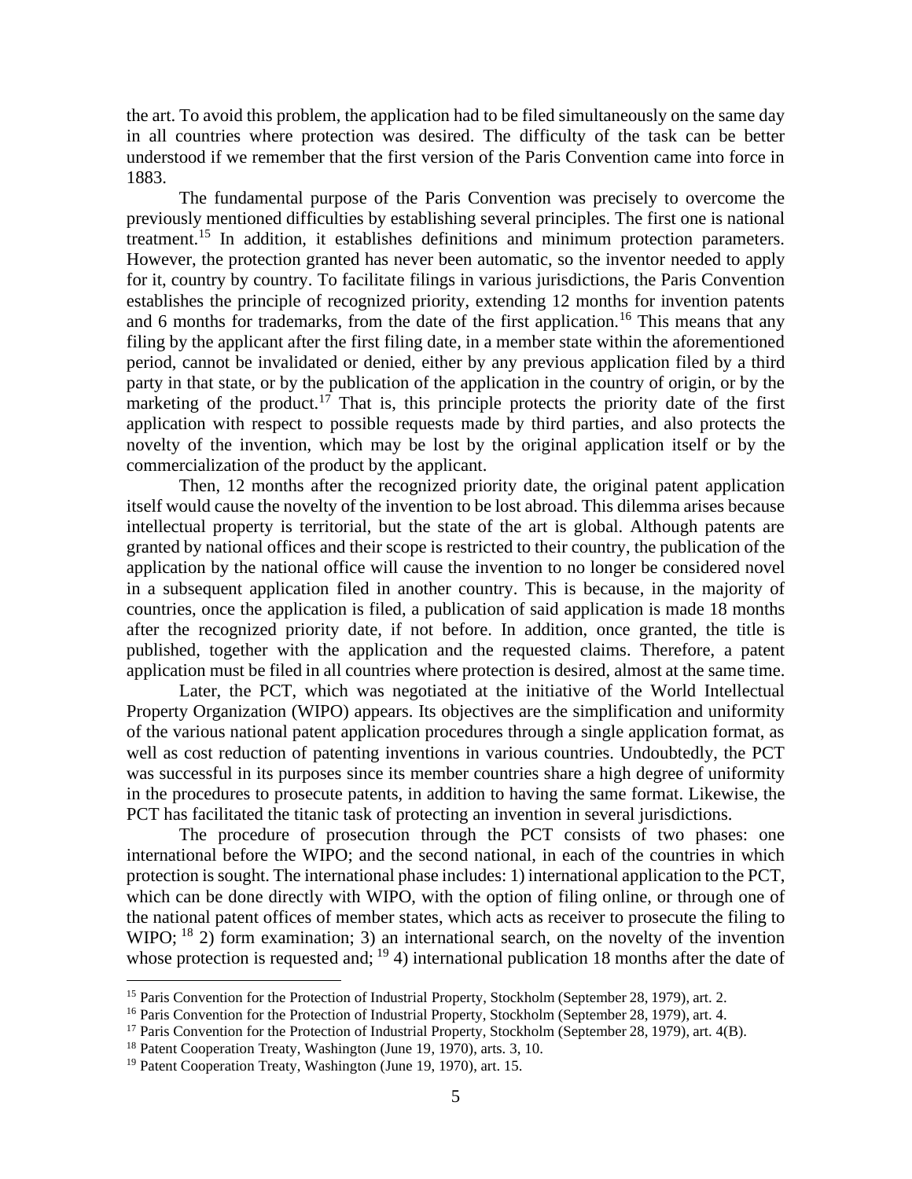the art. To avoid this problem, the application had to be filed simultaneously on the same day in all countries where protection was desired. The difficulty of the task can be better understood if we remember that the first version of the Paris Convention came into force in 1883.

The fundamental purpose of the Paris Convention was precisely to overcome the previously mentioned difficulties by establishing several principles. The first one is national treatment.[15] In addition, it establishes definitions and minimum protection parameters. However, the protection granted has never been automatic, so the inventor needed to apply for it, country by country. To facilitate filings in various jurisdictions, the Paris Convention establishes the principle of recognized priority, extending 12 months for invention patents and 6 months for trademarks, from the date of the first application.[16] This means that any filing by the applicant after the first filing date, in a member state within the aforementioned period, cannot be invalidated or denied, either by any previous application filed by a third party in that state, or by the publication of the application in the country of origin, or by the marketing of the product.[17] That is, this principle protects the priority date of the first application with respect to possible requests made by third parties, and also protects the novelty of the invention, which may be lost by the original application itself or by the commercialization of the product by the applicant.

Then, 12 months after the recognized priority date, the original patent application itself would cause the novelty of the invention to be lost abroad. This dilemma arises because intellectual property is territorial, but the state of the art is global. Although patents are granted by national offices and their scope is restricted to their country, the publication of the application by the national office will cause the invention to no longer be considered novel in a subsequent application filed in another country. This is because, in the majority of countries, once the application is filed, a publication of said application is made 18 months after the recognized priority date, if not before. In addition, once granted, the title is published, together with the application and the requested claims. Therefore, a patent application must be filed in all countries where protection is desired, almost at the same time.

Later, the PCT, which was negotiated at the initiative of the World Intellectual Property Organization (WIPO) appears. Its objectives are the simplification and uniformity of the various national patent application procedures through a single application format, as well as cost reduction of patenting inventions in various countries. Undoubtedly, the PCT was successful in its purposes since its member countries share a high degree of uniformity in the procedures to prosecute patents, in addition to having the same format. Likewise, the PCT has facilitated the titanic task of protecting an invention in several jurisdictions.

The procedure of prosecution through the PCT consists of two phases: one international before the WIPO; and the second national, in each of the countries in which protection is sought. The international phase includes: 1) international application to the PCT, which can be done directly with WIPO, with the option of filing online, or through one of the national patent offices of member states, which acts as receiver to prosecute the filing to WIPO; [18] 2) form examination; 3) an international search, on the novelty of the invention whose protection is requested and; [19] 4) international publication 18 months after the date of

---

[15] Paris Convention for the Protection of Industrial Property, Stockholm (September 28, 1979), art. 2.

[16] Paris Convention for the Protection of Industrial Property, Stockholm (September 28, 1979), art. 4.

[17] Paris Convention for the Protection of Industrial Property, Stockholm (September 28, 1979), art. 4(B).

[18] Patent Cooperation Treaty, Washington (June 19, 1970), arts. 3, 10.

[19] Patent Cooperation Treaty, Washington (June 19, 1970), art. 15.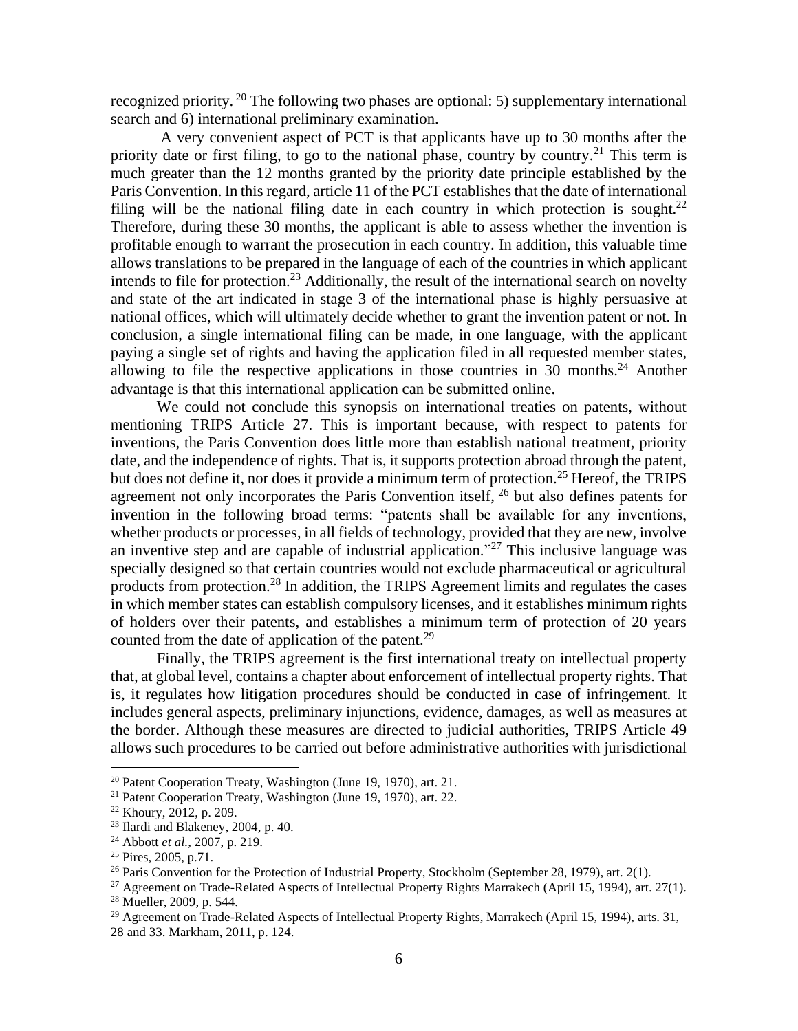recognized priority. [20] The following two phases are optional: 5) supplementary international search and 6) international preliminary examination.

A very convenient aspect of PCT is that applicants have up to 30 months after the priority date or first filing, to go to the national phase, country by country.[21] This term is much greater than the 12 months granted by the priority date principle established by the Paris Convention. In this regard, article 11 of the PCT establishes that the date of international filing will be the national filing date in each country in which protection is sought.[22] Therefore, during these 30 months, the applicant is able to assess whether the invention is profitable enough to warrant the prosecution in each country. In addition, this valuable time allows translations to be prepared in the language of each of the countries in which applicant intends to file for protection.[23] Additionally, the result of the international search on novelty and state of the art indicated in stage 3 of the international phase is highly persuasive at national offices, which will ultimately decide whether to grant the invention patent or not. In conclusion, a single international filing can be made, in one language, with the applicant paying a single set of rights and having the application filed in all requested member states, allowing to file the respective applications in those countries in 30 months.[24] Another advantage is that this international application can be submitted online.

We could not conclude this synopsis on international treaties on patents, without mentioning TRIPS Article 27. This is important because, with respect to patents for inventions, the Paris Convention does little more than establish national treatment, priority date, and the independence of rights. That is, it supports protection abroad through the patent, but does not define it, nor does it provide a minimum term of protection.[25] Hereof, the TRIPS agreement not only incorporates the Paris Convention itself, [26] but also defines patents for invention in the following broad terms: "patents shall be available for any inventions, whether products or processes, in all fields of technology, provided that they are new, involve an inventive step and are capable of industrial application."[27] This inclusive language was specially designed so that certain countries would not exclude pharmaceutical or agricultural products from protection.[28] In addition, the TRIPS Agreement limits and regulates the cases in which member states can establish compulsory licenses, and it establishes minimum rights of holders over their patents, and establishes a minimum term of protection of 20 years counted from the date of application of the patent.[29]

Finally, the TRIPS agreement is the first international treaty on intellectual property that, at global level, contains a chapter about enforcement of intellectual property rights. That is, it regulates how litigation procedures should be conducted in case of infringement. It includes general aspects, preliminary injunctions, evidence, damages, as well as measures at the border. Although these measures are directed to judicial authorities, TRIPS Article 49 allows such procedures to be carried out before administrative authorities with jurisdictional

---

[20] Patent Cooperation Treaty, Washington (June 19, 1970), art. 21.

[21] Patent Cooperation Treaty, Washington (June 19, 1970), art. 22.

[22] Khoury, 2012, p. 209.

[23] Ilardi and Blakeney, 2004, p. 40.

[24] Abbott *et al.*, 2007, p. 219.

[25] Pires, 2005, p.71.

[26] Paris Convention for the Protection of Industrial Property, Stockholm (September 28, 1979), art. 2(1).

[27] Agreement on Trade-Related Aspects of Intellectual Property Rights Marrakech (April 15, 1994), art. 27(1).

[28] Mueller, 2009, p. 544.

[29] Agreement on Trade-Related Aspects of Intellectual Property Rights, Marrakech (April 15, 1994), arts. 31, 28 and 33. Markham, 2011, p. 124.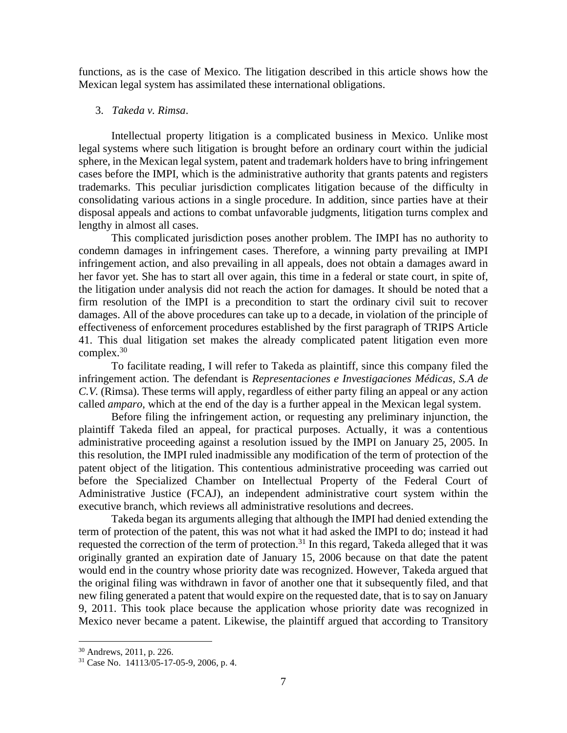functions, as is the case of Mexico. The litigation described in this article shows how the Mexican legal system has assimilated these international obligations.

3. *Takeda v. Rimsa*.

Intellectual property litigation is a complicated business in Mexico. Unlike most legal systems where such litigation is brought before an ordinary court within the judicial sphere, in the Mexican legal system, patent and trademark holders have to bring infringement cases before the IMPI, which is the administrative authority that grants patents and registers trademarks. This peculiar jurisdiction complicates litigation because of the difficulty in consolidating various actions in a single procedure. In addition, since parties have at their disposal appeals and actions to combat unfavorable judgments, litigation turns complex and lengthy in almost all cases.

This complicated jurisdiction poses another problem. The IMPI has no authority to condemn damages in infringement cases. Therefore, a winning party prevailing at IMPI infringement action, and also prevailing in all appeals, does not obtain a damages award in her favor yet. She has to start all over again, this time in a federal or state court, in spite of, the litigation under analysis did not reach the action for damages. It should be noted that a firm resolution of the IMPI is a precondition to start the ordinary civil suit to recover damages. All of the above procedures can take up to a decade, in violation of the principle of effectiveness of enforcement procedures established by the first paragraph of TRIPS Article 41. This dual litigation set makes the already complicated patent litigation even more complex.[30]

To facilitate reading, I will refer to Takeda as plaintiff, since this company filed the infringement action. The defendant is *Representaciones e Investigaciones Médicas, S.A de C.V.* (Rimsa). These terms will apply, regardless of either party filing an appeal or any action called *amparo*, which at the end of the day is a further appeal in the Mexican legal system.

Before filing the infringement action, or requesting any preliminary injunction, the plaintiff Takeda filed an appeal, for practical purposes. Actually, it was a contentious administrative proceeding against a resolution issued by the IMPI on January 25, 2005. In this resolution, the IMPI ruled inadmissible any modification of the term of protection of the patent object of the litigation. This contentious administrative proceeding was carried out before the Specialized Chamber on Intellectual Property of the Federal Court of Administrative Justice (FCAJ), an independent administrative court system within the executive branch, which reviews all administrative resolutions and decrees.

Takeda began its arguments alleging that although the IMPI had denied extending the term of protection of the patent, this was not what it had asked the IMPI to do; instead it had requested the correction of the term of protection.[31] In this regard, Takeda alleged that it was originally granted an expiration date of January 15, 2006 because on that date the patent would end in the country whose priority date was recognized. However, Takeda argued that the original filing was withdrawn in favor of another one that it subsequently filed, and that new filing generated a patent that would expire on the requested date, that is to say on January 9, 2011. This took place because the application whose priority date was recognized in Mexico never became a patent. Likewise, the plaintiff argued that according to Transitory

[30] Andrews, 2011, p. 226.

[31] Case No. 14113/05-17-05-9, 2006, p. 4.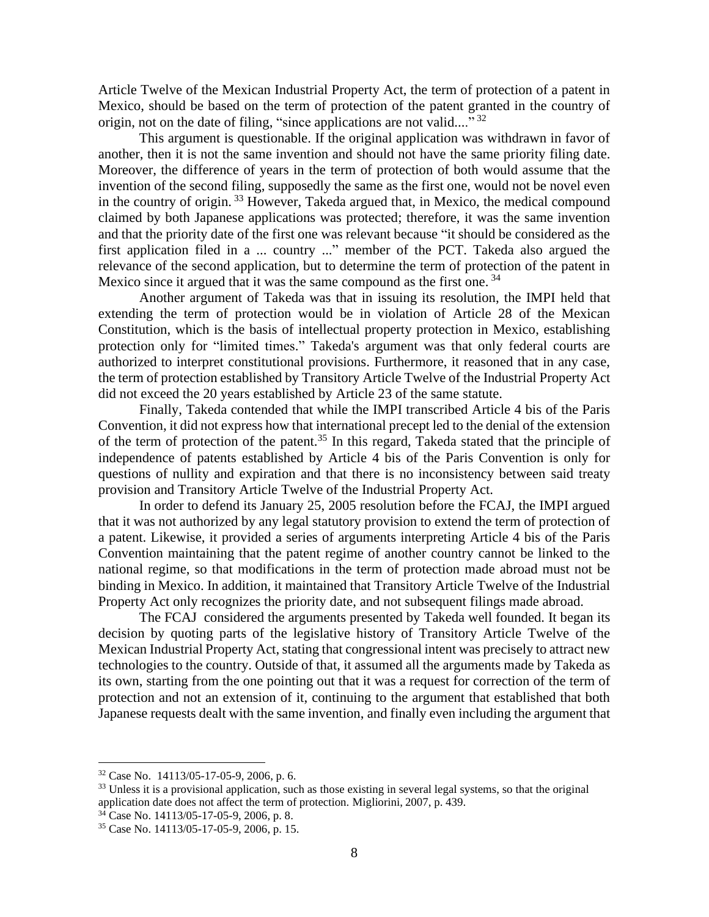Article Twelve of the Mexican Industrial Property Act, the term of protection of a patent in Mexico, should be based on the term of protection of the patent granted in the country of origin, not on the date of filing, "since applications are not valid...." [32]

This argument is questionable. If the original application was withdrawn in favor of another, then it is not the same invention and should not have the same priority filing date. Moreover, the difference of years in the term of protection of both would assume that the invention of the second filing, supposedly the same as the first one, would not be novel even in the country of origin. [33] However, Takeda argued that, in Mexico, the medical compound claimed by both Japanese applications was protected; therefore, it was the same invention and that the priority date of the first one was relevant because "it should be considered as the first application filed in a ... country ..." member of the PCT. Takeda also argued the relevance of the second application, but to determine the term of protection of the patent in Mexico since it argued that it was the same compound as the first one. [34]

Another argument of Takeda was that in issuing its resolution, the IMPI held that extending the term of protection would be in violation of Article 28 of the Mexican Constitution, which is the basis of intellectual property protection in Mexico, establishing protection only for "limited times." Takeda's argument was that only federal courts are authorized to interpret constitutional provisions. Furthermore, it reasoned that in any case, the term of protection established by Transitory Article Twelve of the Industrial Property Act did not exceed the 20 years established by Article 23 of the same statute.

Finally, Takeda contended that while the IMPI transcribed Article 4 bis of the Paris Convention, it did not express how that international precept led to the denial of the extension of the term of protection of the patent.[35] In this regard, Takeda stated that the principle of independence of patents established by Article 4 bis of the Paris Convention is only for questions of nullity and expiration and that there is no inconsistency between said treaty provision and Transitory Article Twelve of the Industrial Property Act.

In order to defend its January 25, 2005 resolution before the FCAJ, the IMPI argued that it was not authorized by any legal statutory provision to extend the term of protection of a patent. Likewise, it provided a series of arguments interpreting Article 4 bis of the Paris Convention maintaining that the patent regime of another country cannot be linked to the national regime, so that modifications in the term of protection made abroad must not be binding in Mexico. In addition, it maintained that Transitory Article Twelve of the Industrial Property Act only recognizes the priority date, and not subsequent filings made abroad.

The FCAJ considered the arguments presented by Takeda well founded. It began its decision by quoting parts of the legislative history of Transitory Article Twelve of the Mexican Industrial Property Act, stating that congressional intent was precisely to attract new technologies to the country. Outside of that, it assumed all the arguments made by Takeda as its own, starting from the one pointing out that it was a request for correction of the term of protection and not an extension of it, continuing to the argument that established that both Japanese requests dealt with the same invention, and finally even including the argument that

---

[32] Case No. 14113/05-17-05-9, 2006, p. 6.

[33] Unless it is a provisional application, such as those existing in several legal systems, so that the original application date does not affect the term of protection. Migliorini, 2007, p. 439.

[34] Case No. 14113/05-17-05-9, 2006, p. 8.

[35] Case No. 14113/05-17-05-9, 2006, p. 15.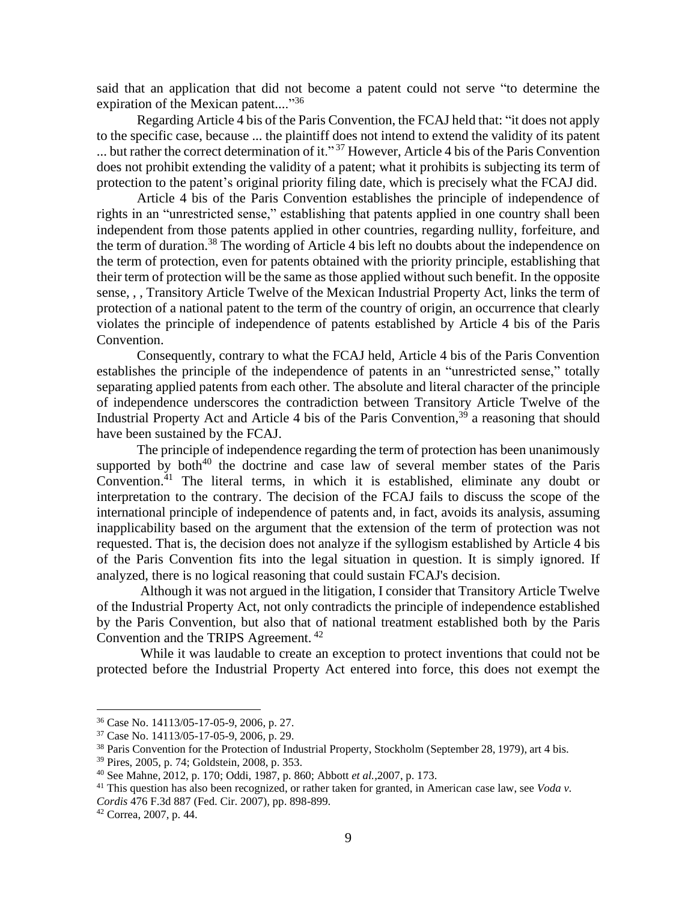said that an application that did not become a patent could not serve "to determine the expiration of the Mexican patent...."[36]

Regarding Article 4 bis of the Paris Convention, the FCAJ held that: "it does not apply to the specific case, because ... the plaintiff does not intend to extend the validity of its patent ... but rather the correct determination of it."[37] However, Article 4 bis of the Paris Convention does not prohibit extending the validity of a patent; what it prohibits is subjecting its term of protection to the patent's original priority filing date, which is precisely what the FCAJ did.

Article 4 bis of the Paris Convention establishes the principle of independence of rights in an "unrestricted sense," establishing that patents applied in one country shall been independent from those patents applied in other countries, regarding nullity, forfeiture, and the term of duration.[38] The wording of Article 4 bis left no doubts about the independence on the term of protection, even for patents obtained with the priority principle, establishing that their term of protection will be the same as those applied without such benefit. In the opposite sense, , , Transitory Article Twelve of the Mexican Industrial Property Act, links the term of protection of a national patent to the term of the country of origin, an occurrence that clearly violates the principle of independence of patents established by Article 4 bis of the Paris Convention.

Consequently, contrary to what the FCAJ held, Article 4 bis of the Paris Convention establishes the principle of the independence of patents in an "unrestricted sense," totally separating applied patents from each other. The absolute and literal character of the principle of independence underscores the contradiction between Transitory Article Twelve of the Industrial Property Act and Article 4 bis of the Paris Convention,[39] a reasoning that should have been sustained by the FCAJ.

The principle of independence regarding the term of protection has been unanimously supported by both[40] the doctrine and case law of several member states of the Paris Convention.[41] The literal terms, in which it is established, eliminate any doubt or interpretation to the contrary. The decision of the FCAJ fails to discuss the scope of the international principle of independence of patents and, in fact, avoids its analysis, assuming inapplicability based on the argument that the extension of the term of protection was not requested. That is, the decision does not analyze if the syllogism established by Article 4 bis of the Paris Convention fits into the legal situation in question. It is simply ignored. If analyzed, there is no logical reasoning that could sustain FCAJ's decision.

Although it was not argued in the litigation, I consider that Transitory Article Twelve of the Industrial Property Act, not only contradicts the principle of independence established by the Paris Convention, but also that of national treatment established both by the Paris Convention and the TRIPS Agreement.[42]

While it was laudable to create an exception to protect inventions that could not be protected before the Industrial Property Act entered into force, this does not exempt the

---

[36] Case No. 14113/05-17-05-9, 2006, p. 27.

[37] Case No. 14113/05-17-05-9, 2006, p. 29.

[38] Paris Convention for the Protection of Industrial Property, Stockholm (September 28, 1979), art 4 bis.

[39] Pires, 2005, p. 74; Goldstein, 2008, p. 353.

[40] See Mahne, 2012, p. 170; Oddi, 1987, p. 860; Abbott *et al.*,2007, p. 173.

[41] This question has also been recognized, or rather taken for granted, in American case law, see *Voda v. Cordis* 476 F.3d 887 (Fed. Cir. 2007), pp. 898-899.

[42] Correa, 2007, p. 44.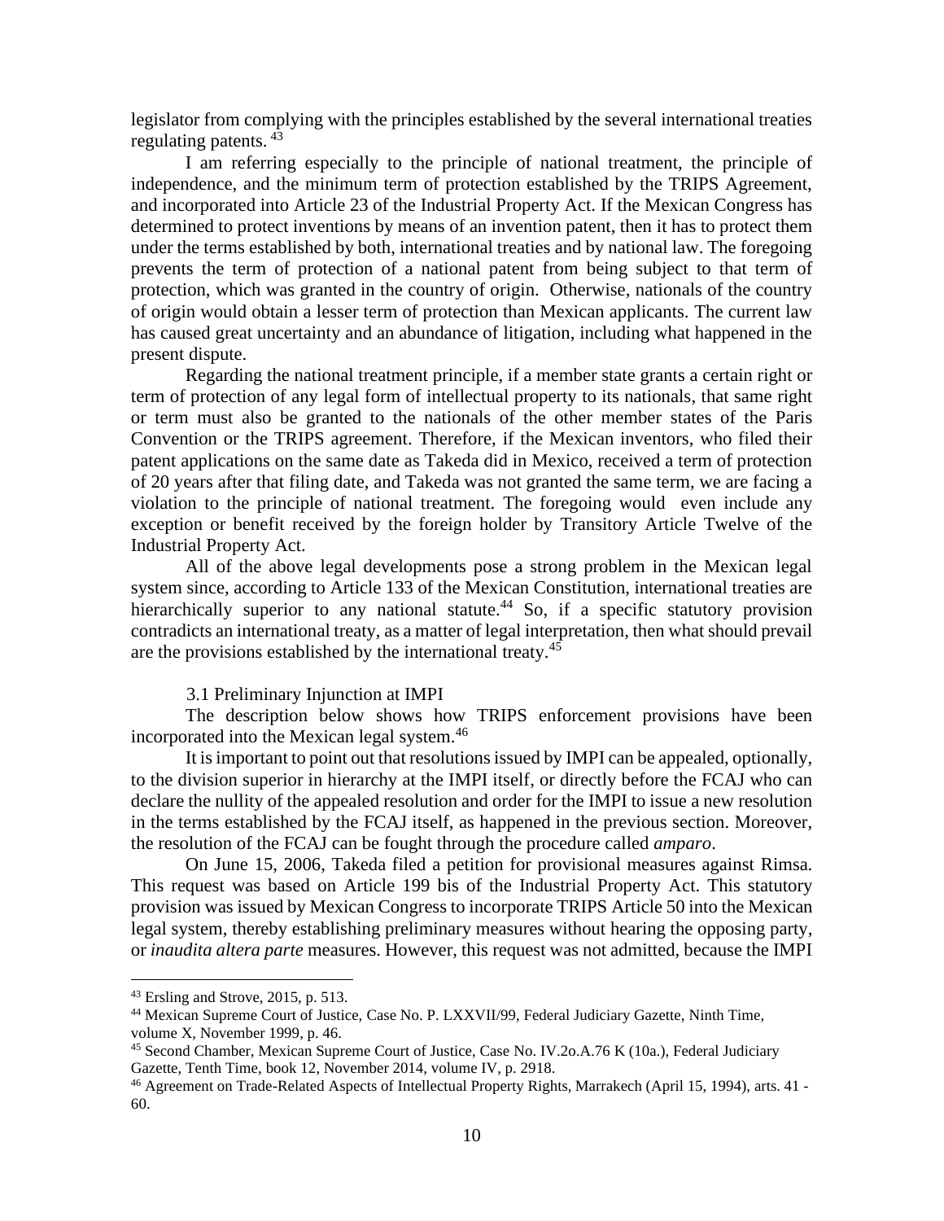legislator from complying with the principles established by the several international treaties regulating patents. [43]

I am referring especially to the principle of national treatment, the principle of independence, and the minimum term of protection established by the TRIPS Agreement, and incorporated into Article 23 of the Industrial Property Act. If the Mexican Congress has determined to protect inventions by means of an invention patent, then it has to protect them under the terms established by both, international treaties and by national law. The foregoing prevents the term of protection of a national patent from being subject to that term of protection, which was granted in the country of origin. Otherwise, nationals of the country of origin would obtain a lesser term of protection than Mexican applicants. The current law has caused great uncertainty and an abundance of litigation, including what happened in the present dispute.

Regarding the national treatment principle, if a member state grants a certain right or term of protection of any legal form of intellectual property to its nationals, that same right or term must also be granted to the nationals of the other member states of the Paris Convention or the TRIPS agreement. Therefore, if the Mexican inventors, who filed their patent applications on the same date as Takeda did in Mexico, received a term of protection of 20 years after that filing date, and Takeda was not granted the same term, we are facing a violation to the principle of national treatment. The foregoing would even include any exception or benefit received by the foreign holder by Transitory Article Twelve of the Industrial Property Act.

All of the above legal developments pose a strong problem in the Mexican legal system since, according to Article 133 of the Mexican Constitution, international treaties are hierarchically superior to any national statute.[44] So, if a specific statutory provision contradicts an international treaty, as a matter of legal interpretation, then what should prevail are the provisions established by the international treaty.[45]

### 3.1 Preliminary Injunction at IMPI

The description below shows how TRIPS enforcement provisions have been incorporated into the Mexican legal system.[46]

It is important to point out that resolutions issued by IMPI can be appealed, optionally, to the division superior in hierarchy at the IMPI itself, or directly before the FCAJ who can declare the nullity of the appealed resolution and order for the IMPI to issue a new resolution in the terms established by the FCAJ itself, as happened in the previous section. Moreover, the resolution of the FCAJ can be fought through the procedure called *amparo*.

On June 15, 2006, Takeda filed a petition for provisional measures against Rimsa. This request was based on Article 199 bis of the Industrial Property Act. This statutory provision was issued by Mexican Congress to incorporate TRIPS Article 50 into the Mexican legal system, thereby establishing preliminary measures without hearing the opposing party, or *inaudita altera parte* measures. However, this request was not admitted, because the IMPI

---

[43] Ersling and Strove, 2015, p. 513.

[44] Mexican Supreme Court of Justice, Case No. P. LXXVII/99, Federal Judiciary Gazette, Ninth Time, volume X, November 1999, p. 46.

[45] Second Chamber, Mexican Supreme Court of Justice, Case No. IV.2o.A.76 K (10a.), Federal Judiciary Gazette, Tenth Time, book 12, November 2014, volume IV, p. 2918.

[46] Agreement on Trade-Related Aspects of Intellectual Property Rights, Marrakech (April 15, 1994), arts. 41 - 60.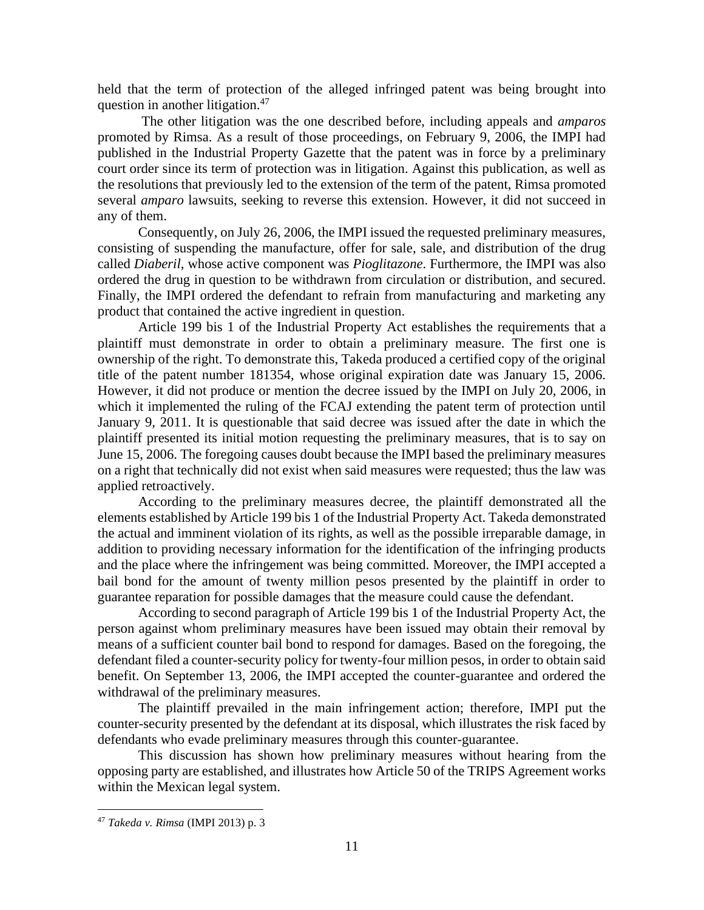held that the term of protection of the alleged infringed patent was being brought into question in another litigation.[47]

The other litigation was the one described before, including appeals and *amparos* promoted by Rimsa. As a result of those proceedings, on February 9, 2006, the IMPI had published in the Industrial Property Gazette that the patent was in force by a preliminary court order since its term of protection was in litigation. Against this publication, as well as the resolutions that previously led to the extension of the term of the patent, Rimsa promoted several *amparo* lawsuits, seeking to reverse this extension. However, it did not succeed in any of them.

Consequently, on July 26, 2006, the IMPI issued the requested preliminary measures, consisting of suspending the manufacture, offer for sale, sale, and distribution of the drug called *Diaberil*, whose active component was *Pioglitazone*. Furthermore, the IMPI was also ordered the drug in question to be withdrawn from circulation or distribution, and secured. Finally, the IMPI ordered the defendant to refrain from manufacturing and marketing any product that contained the active ingredient in question.

Article 199 bis 1 of the Industrial Property Act establishes the requirements that a plaintiff must demonstrate in order to obtain a preliminary measure. The first one is ownership of the right. To demonstrate this, Takeda produced a certified copy of the original title of the patent number 181354, whose original expiration date was January 15, 2006. However, it did not produce or mention the decree issued by the IMPI on July 20, 2006, in which it implemented the ruling of the FCAJ extending the patent term of protection until January 9, 2011. It is questionable that said decree was issued after the date in which the plaintiff presented its initial motion requesting the preliminary measures, that is to say on June 15, 2006. The foregoing causes doubt because the IMPI based the preliminary measures on a right that technically did not exist when said measures were requested; thus the law was applied retroactively.

According to the preliminary measures decree, the plaintiff demonstrated all the elements established by Article 199 bis 1 of the Industrial Property Act. Takeda demonstrated the actual and imminent violation of its rights, as well as the possible irreparable damage, in addition to providing necessary information for the identification of the infringing products and the place where the infringement was being committed. Moreover, the IMPI accepted a bail bond for the amount of twenty million pesos presented by the plaintiff in order to guarantee reparation for possible damages that the measure could cause the defendant.

According to second paragraph of Article 199 bis 1 of the Industrial Property Act, the person against whom preliminary measures have been issued may obtain their removal by means of a sufficient counter bail bond to respond for damages. Based on the foregoing, the defendant filed a counter-security policy for twenty-four million pesos, in order to obtain said benefit. On September 13, 2006, the IMPI accepted the counter-guarantee and ordered the withdrawal of the preliminary measures.

The plaintiff prevailed in the main infringement action; therefore, IMPI put the counter-security presented by the defendant at its disposal, which illustrates the risk faced by defendants who evade preliminary measures through this counter-guarantee.

This discussion has shown how preliminary measures without hearing from the opposing party are established, and illustrates how Article 50 of the TRIPS Agreement works within the Mexican legal system.

---

[47] *Takeda v. Rimsa* (IMPI 2013) p. 3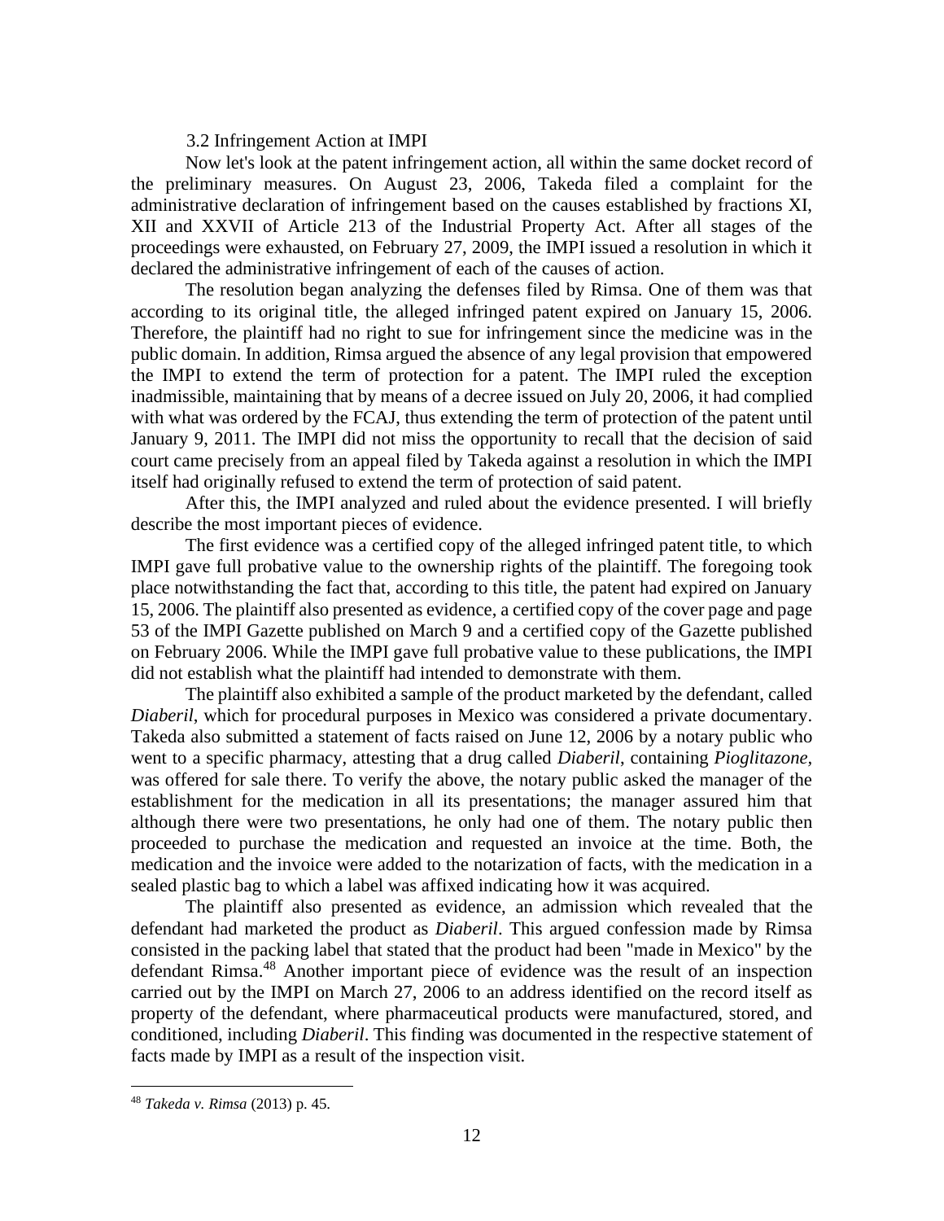### 3.2 Infringement Action at IMPI

Now let's look at the patent infringement action, all within the same docket record of the preliminary measures. On August 23, 2006, Takeda filed a complaint for the administrative declaration of infringement based on the causes established by fractions XI, XII and XXVII of Article 213 of the Industrial Property Act. After all stages of the proceedings were exhausted, on February 27, 2009, the IMPI issued a resolution in which it declared the administrative infringement of each of the causes of action.

The resolution began analyzing the defenses filed by Rimsa. One of them was that according to its original title, the alleged infringed patent expired on January 15, 2006. Therefore, the plaintiff had no right to sue for infringement since the medicine was in the public domain. In addition, Rimsa argued the absence of any legal provision that empowered the IMPI to extend the term of protection for a patent. The IMPI ruled the exception inadmissible, maintaining that by means of a decree issued on July 20, 2006, it had complied with what was ordered by the FCAJ, thus extending the term of protection of the patent until January 9, 2011. The IMPI did not miss the opportunity to recall that the decision of said court came precisely from an appeal filed by Takeda against a resolution in which the IMPI itself had originally refused to extend the term of protection of said patent.

After this, the IMPI analyzed and ruled about the evidence presented. I will briefly describe the most important pieces of evidence.

The first evidence was a certified copy of the alleged infringed patent title, to which IMPI gave full probative value to the ownership rights of the plaintiff. The foregoing took place notwithstanding the fact that, according to this title, the patent had expired on January 15, 2006. The plaintiff also presented as evidence, a certified copy of the cover page and page 53 of the IMPI Gazette published on March 9 and a certified copy of the Gazette published on February 2006. While the IMPI gave full probative value to these publications, the IMPI did not establish what the plaintiff had intended to demonstrate with them.

The plaintiff also exhibited a sample of the product marketed by the defendant, called *Diaberil*, which for procedural purposes in Mexico was considered a private documentary. Takeda also submitted a statement of facts raised on June 12, 2006 by a notary public who went to a specific pharmacy, attesting that a drug called *Diaberil*, containing *Pioglitazone*, was offered for sale there. To verify the above, the notary public asked the manager of the establishment for the medication in all its presentations; the manager assured him that although there were two presentations, he only had one of them. The notary public then proceeded to purchase the medication and requested an invoice at the time. Both, the medication and the invoice were added to the notarization of facts, with the medication in a sealed plastic bag to which a label was affixed indicating how it was acquired.

The plaintiff also presented as evidence, an admission which revealed that the defendant had marketed the product as *Diaberil*. This argued confession made by Rimsa consisted in the packing label that stated that the product had been "made in Mexico" by the defendant Rimsa.[48] Another important piece of evidence was the result of an inspection carried out by the IMPI on March 27, 2006 to an address identified on the record itself as property of the defendant, where pharmaceutical products were manufactured, stored, and conditioned, including *Diaberil*. This finding was documented in the respective statement of facts made by IMPI as a result of the inspection visit.

---

[48] *Takeda v. Rimsa* (2013) p. 45.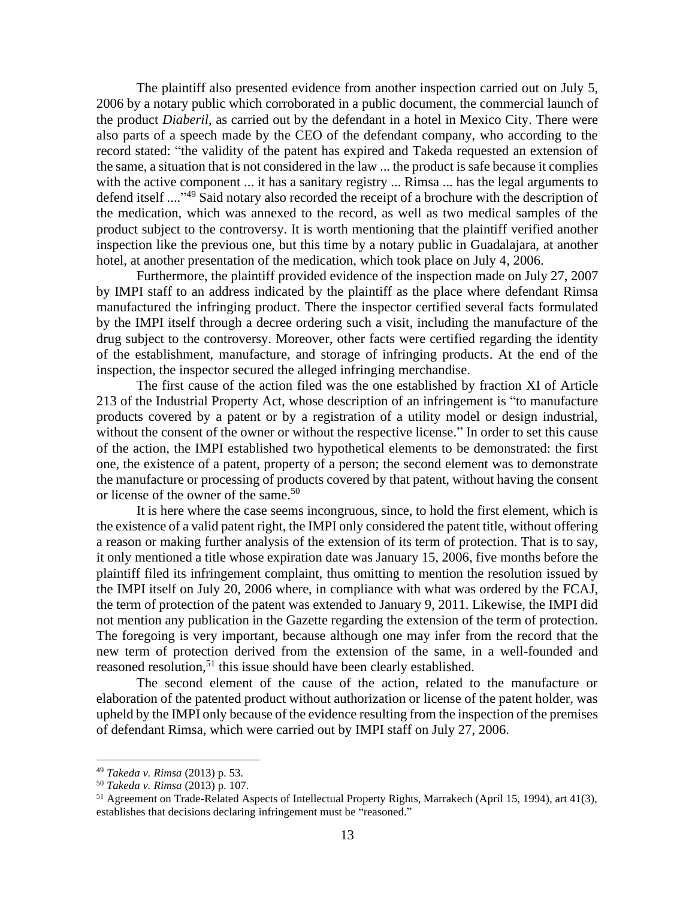The plaintiff also presented evidence from another inspection carried out on July 5, 2006 by a notary public which corroborated in a public document, the commercial launch of the product *Diaberil*, as carried out by the defendant in a hotel in Mexico City. There were also parts of a speech made by the CEO of the defendant company, who according to the record stated: "the validity of the patent has expired and Takeda requested an extension of the same, a situation that is not considered in the law ... the product is safe because it complies with the active component ... it has a sanitary registry ... Rimsa ... has the legal arguments to defend itself ...."[49] Said notary also recorded the receipt of a brochure with the description of the medication, which was annexed to the record, as well as two medical samples of the product subject to the controversy. It is worth mentioning that the plaintiff verified another inspection like the previous one, but this time by a notary public in Guadalajara, at another hotel, at another presentation of the medication, which took place on July 4, 2006.

Furthermore, the plaintiff provided evidence of the inspection made on July 27, 2007 by IMPI staff to an address indicated by the plaintiff as the place where defendant Rimsa manufactured the infringing product. There the inspector certified several facts formulated by the IMPI itself through a decree ordering such a visit, including the manufacture of the drug subject to the controversy. Moreover, other facts were certified regarding the identity of the establishment, manufacture, and storage of infringing products. At the end of the inspection, the inspector secured the alleged infringing merchandise.

The first cause of the action filed was the one established by fraction XI of Article 213 of the Industrial Property Act, whose description of an infringement is "to manufacture products covered by a patent or by a registration of a utility model or design industrial, without the consent of the owner or without the respective license." In order to set this cause of the action, the IMPI established two hypothetical elements to be demonstrated: the first one, the existence of a patent, property of a person; the second element was to demonstrate the manufacture or processing of products covered by that patent, without having the consent or license of the owner of the same.[50]

It is here where the case seems incongruous, since, to hold the first element, which is the existence of a valid patent right, the IMPI only considered the patent title, without offering a reason or making further analysis of the extension of its term of protection. That is to say, it only mentioned a title whose expiration date was January 15, 2006, five months before the plaintiff filed its infringement complaint, thus omitting to mention the resolution issued by the IMPI itself on July 20, 2006 where, in compliance with what was ordered by the FCAJ, the term of protection of the patent was extended to January 9, 2011. Likewise, the IMPI did not mention any publication in the Gazette regarding the extension of the term of protection. The foregoing is very important, because although one may infer from the record that the new term of protection derived from the extension of the same, in a well-founded and reasoned resolution,[51] this issue should have been clearly established.

The second element of the cause of the action, related to the manufacture or elaboration of the patented product without authorization or license of the patent holder, was upheld by the IMPI only because of the evidence resulting from the inspection of the premises of defendant Rimsa, which were carried out by IMPI staff on July 27, 2006.

---

[49] *Takeda v. Rimsa* (2013) p. 53.

[50] *Takeda v. Rimsa* (2013) p. 107.

[51] Agreement on Trade-Related Aspects of Intellectual Property Rights, Marrakech (April 15, 1994), art 41(3), establishes that decisions declaring infringement must be "reasoned."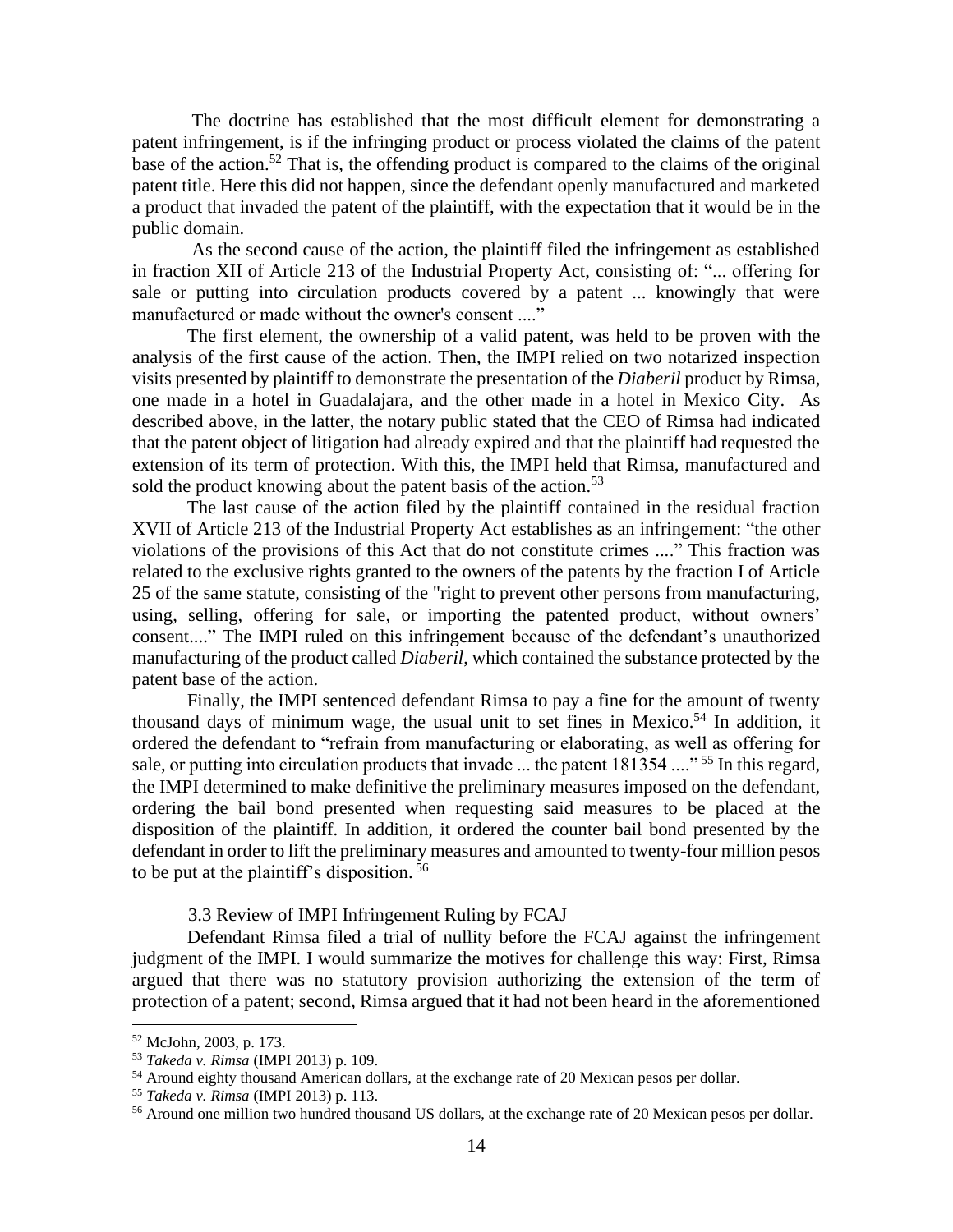The doctrine has established that the most difficult element for demonstrating a patent infringement, is if the infringing product or process violated the claims of the patent base of the action.[52] That is, the offending product is compared to the claims of the original patent title. Here this did not happen, since the defendant openly manufactured and marketed a product that invaded the patent of the plaintiff, with the expectation that it would be in the public domain.

As the second cause of the action, the plaintiff filed the infringement as established in fraction XII of Article 213 of the Industrial Property Act, consisting of: "... offering for sale or putting into circulation products covered by a patent ... knowingly that were manufactured or made without the owner's consent ...."

The first element, the ownership of a valid patent, was held to be proven with the analysis of the first cause of the action. Then, the IMPI relied on two notarized inspection visits presented by plaintiff to demonstrate the presentation of the *Diaberil* product by Rimsa, one made in a hotel in Guadalajara, and the other made in a hotel in Mexico City. As described above, in the latter, the notary public stated that the CEO of Rimsa had indicated that the patent object of litigation had already expired and that the plaintiff had requested the extension of its term of protection. With this, the IMPI held that Rimsa, manufactured and sold the product knowing about the patent basis of the action.[53]

The last cause of the action filed by the plaintiff contained in the residual fraction XVII of Article 213 of the Industrial Property Act establishes as an infringement: "the other violations of the provisions of this Act that do not constitute crimes ...." This fraction was related to the exclusive rights granted to the owners of the patents by the fraction I of Article 25 of the same statute, consisting of the "right to prevent other persons from manufacturing, using, selling, offering for sale, or importing the patented product, without owners' consent...." The IMPI ruled on this infringement because of the defendant's unauthorized manufacturing of the product called *Diaberil*, which contained the substance protected by the patent base of the action.

Finally, the IMPI sentenced defendant Rimsa to pay a fine for the amount of twenty thousand days of minimum wage, the usual unit to set fines in Mexico.[54] In addition, it ordered the defendant to "refrain from manufacturing or elaborating, as well as offering for sale, or putting into circulation products that invade ... the patent 181354 ...."[55] In this regard, the IMPI determined to make definitive the preliminary measures imposed on the defendant, ordering the bail bond presented when requesting said measures to be placed at the disposition of the plaintiff. In addition, it ordered the counter bail bond presented by the defendant in order to lift the preliminary measures and amounted to twenty-four million pesos to be put at the plaintiff's disposition.[56]

### 3.3 Review of IMPI Infringement Ruling by FCAJ

Defendant Rimsa filed a trial of nullity before the FCAJ against the infringement judgment of the IMPI. I would summarize the motives for challenge this way: First, Rimsa argued that there was no statutory provision authorizing the extension of the term of protection of a patent; second, Rimsa argued that it had not been heard in the aforementioned

---

[52] McJohn, 2003, p. 173.

[53] *Takeda v. Rimsa* (IMPI 2013) p. 109.

[54] Around eighty thousand American dollars, at the exchange rate of 20 Mexican pesos per dollar.

[55] *Takeda v. Rimsa* (IMPI 2013) p. 113.

[56] Around one million two hundred thousand US dollars, at the exchange rate of 20 Mexican pesos per dollar.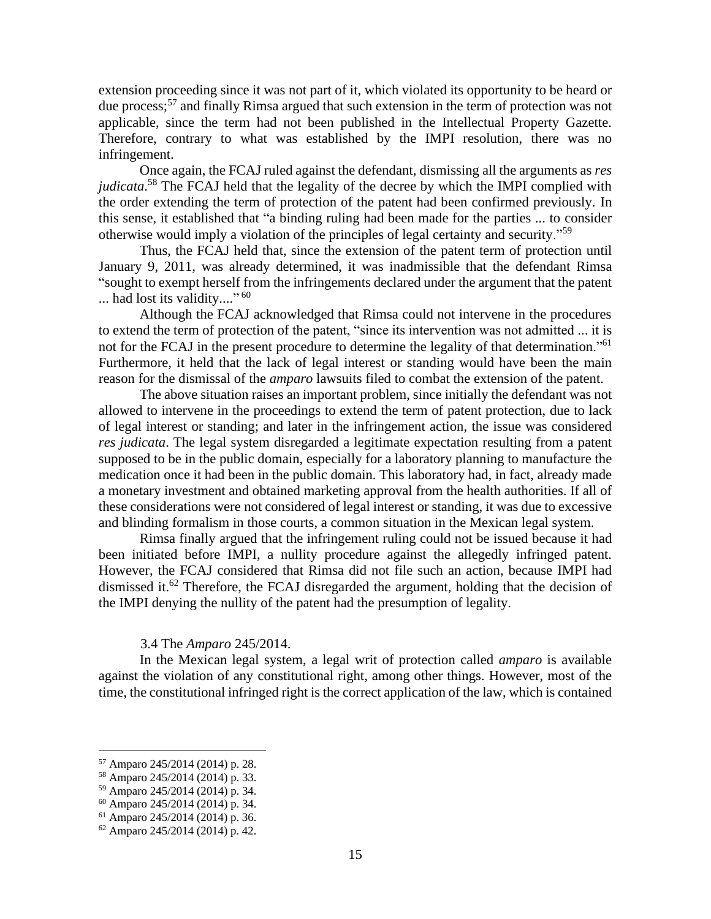extension proceeding since it was not part of it, which violated its opportunity to be heard or due process;[57] and finally Rimsa argued that such extension in the term of protection was not applicable, since the term had not been published in the Intellectual Property Gazette. Therefore, contrary to what was established by the IMPI resolution, there was no infringement.

Once again, the FCAJ ruled against the defendant, dismissing all the arguments as *res judicata*.[58] The FCAJ held that the legality of the decree by which the IMPI complied with the order extending the term of protection of the patent had been confirmed previously. In this sense, it established that "a binding ruling had been made for the parties ... to consider otherwise would imply a violation of the principles of legal certainty and security."[59]

Thus, the FCAJ held that, since the extension of the patent term of protection until January 9, 2011, was already determined, it was inadmissible that the defendant Rimsa "sought to exempt herself from the infringements declared under the argument that the patent ... had lost its validity...."[60]

Although the FCAJ acknowledged that Rimsa could not intervene in the procedures to extend the term of protection of the patent, "since its intervention was not admitted ... it is not for the FCAJ in the present procedure to determine the legality of that determination."[61] Furthermore, it held that the lack of legal interest or standing would have been the main reason for the dismissal of the *amparo* lawsuits filed to combat the extension of the patent.

The above situation raises an important problem, since initially the defendant was not allowed to intervene in the proceedings to extend the term of patent protection, due to lack of legal interest or standing; and later in the infringement action, the issue was considered *res judicata*. The legal system disregarded a legitimate expectation resulting from a patent supposed to be in the public domain, especially for a laboratory planning to manufacture the medication once it had been in the public domain. This laboratory had, in fact, already made a monetary investment and obtained marketing approval from the health authorities. If all of these considerations were not considered of legal interest or standing, it was due to excessive and blinding formalism in those courts, a common situation in the Mexican legal system.

Rimsa finally argued that the infringement ruling could not be issued because it had been initiated before IMPI, a nullity procedure against the allegedly infringed patent. However, the FCAJ considered that Rimsa did not file such an action, because IMPI had dismissed it.[62] Therefore, the FCAJ disregarded the argument, holding that the decision of the IMPI denying the nullity of the patent had the presumption of legality.

### 3.4 The *Amparo* 245/2014.

In the Mexican legal system, a legal writ of protection called *amparo* is available against the violation of any constitutional right, among other things. However, most of the time, the constitutional infringed right is the correct application of the law, which is contained

[57] Amparo 245/2014 (2014) p. 28.
[58] Amparo 245/2014 (2014) p. 33.
[59] Amparo 245/2014 (2014) p. 34.
[60] Amparo 245/2014 (2014) p. 34.
[61] Amparo 245/2014 (2014) p. 36.
[62] Amparo 245/2014 (2014) p. 42.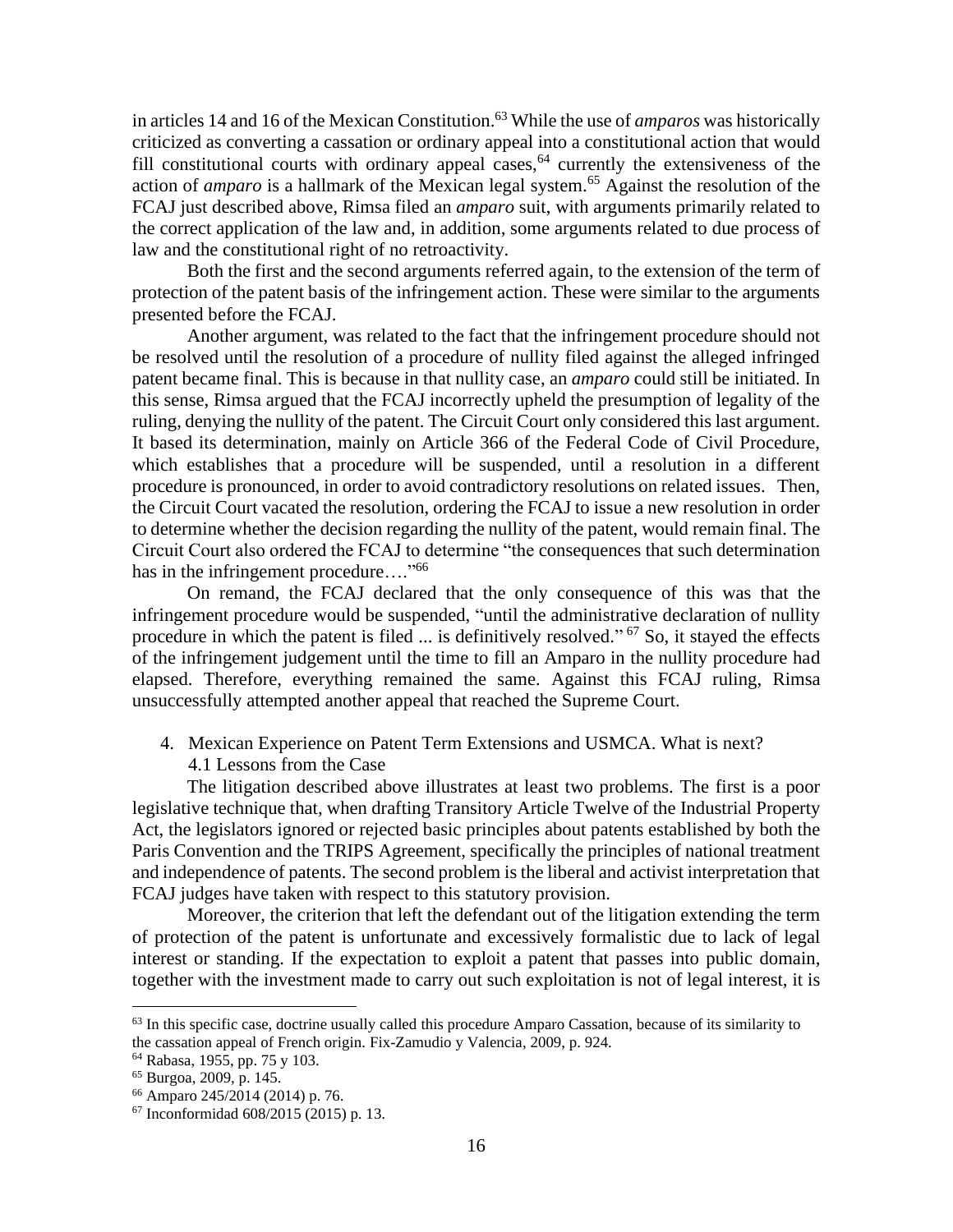in articles 14 and 16 of the Mexican Constitution.[63] While the use of *amparos* was historically criticized as converting a cassation or ordinary appeal into a constitutional action that would fill constitutional courts with ordinary appeal cases,[64] currently the extensiveness of the action of *amparo* is a hallmark of the Mexican legal system.[65] Against the resolution of the FCAJ just described above, Rimsa filed an *amparo* suit, with arguments primarily related to the correct application of the law and, in addition, some arguments related to due process of law and the constitutional right of no retroactivity.

Both the first and the second arguments referred again, to the extension of the term of protection of the patent basis of the infringement action. These were similar to the arguments presented before the FCAJ.

Another argument, was related to the fact that the infringement procedure should not be resolved until the resolution of a procedure of nullity filed against the alleged infringed patent became final. This is because in that nullity case, an *amparo* could still be initiated. In this sense, Rimsa argued that the FCAJ incorrectly upheld the presumption of legality of the ruling, denying the nullity of the patent. The Circuit Court only considered this last argument. It based its determination, mainly on Article 366 of the Federal Code of Civil Procedure, which establishes that a procedure will be suspended, until a resolution in a different procedure is pronounced, in order to avoid contradictory resolutions on related issues. Then, the Circuit Court vacated the resolution, ordering the FCAJ to issue a new resolution in order to determine whether the decision regarding the nullity of the patent, would remain final. The Circuit Court also ordered the FCAJ to determine "the consequences that such determination has in the infringement procedure…."[66]

On remand, the FCAJ declared that the only consequence of this was that the infringement procedure would be suspended, "until the administrative declaration of nullity procedure in which the patent is filed ... is definitively resolved."[67] So, it stayed the effects of the infringement judgement until the time to fill an Amparo in the nullity procedure had elapsed. Therefore, everything remained the same. Against this FCAJ ruling, Rimsa unsuccessfully attempted another appeal that reached the Supreme Court.

## 4. Mexican Experience on Patent Term Extensions and USMCA. What is next?

### 4.1 Lessons from the Case

The litigation described above illustrates at least two problems. The first is a poor legislative technique that, when drafting Transitory Article Twelve of the Industrial Property Act, the legislators ignored or rejected basic principles about patents established by both the Paris Convention and the TRIPS Agreement, specifically the principles of national treatment and independence of patents. The second problem is the liberal and activist interpretation that FCAJ judges have taken with respect to this statutory provision.

Moreover, the criterion that left the defendant out of the litigation extending the term of protection of the patent is unfortunate and excessively formalistic due to lack of legal interest or standing. If the expectation to exploit a patent that passes into public domain, together with the investment made to carry out such exploitation is not of legal interest, it is

[63] In this specific case, doctrine usually called this procedure Amparo Cassation, because of its similarity to the cassation appeal of French origin. Fix-Zamudio y Valencia, 2009, p. 924.

[64] Rabasa, 1955, pp. 75 y 103.

[65] Burgoa, 2009, p. 145.

[66] Amparo 245/2014 (2014) p. 76.

[67] Inconformidad 608/2015 (2015) p. 13.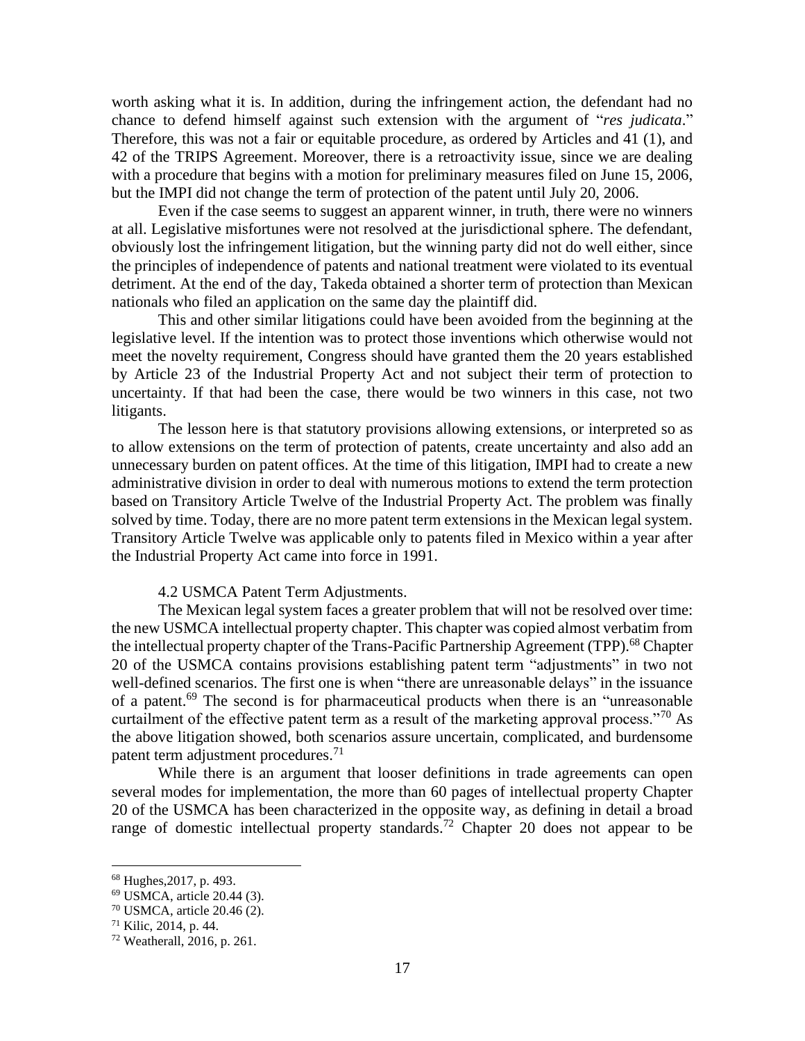worth asking what it is. In addition, during the infringement action, the defendant had no chance to defend himself against such extension with the argument of "*res judicata*." Therefore, this was not a fair or equitable procedure, as ordered by Articles and 41 (1), and 42 of the TRIPS Agreement. Moreover, there is a retroactivity issue, since we are dealing with a procedure that begins with a motion for preliminary measures filed on June 15, 2006, but the IMPI did not change the term of protection of the patent until July 20, 2006.

Even if the case seems to suggest an apparent winner, in truth, there were no winners at all. Legislative misfortunes were not resolved at the jurisdictional sphere. The defendant, obviously lost the infringement litigation, but the winning party did not do well either, since the principles of independence of patents and national treatment were violated to its eventual detriment. At the end of the day, Takeda obtained a shorter term of protection than Mexican nationals who filed an application on the same day the plaintiff did.

This and other similar litigations could have been avoided from the beginning at the legislative level. If the intention was to protect those inventions which otherwise would not meet the novelty requirement, Congress should have granted them the 20 years established by Article 23 of the Industrial Property Act and not subject their term of protection to uncertainty. If that had been the case, there would be two winners in this case, not two litigants.

The lesson here is that statutory provisions allowing extensions, or interpreted so as to allow extensions on the term of protection of patents, create uncertainty and also add an unnecessary burden on patent offices. At the time of this litigation, IMPI had to create a new administrative division in order to deal with numerous motions to extend the term protection based on Transitory Article Twelve of the Industrial Property Act. The problem was finally solved by time. Today, there are no more patent term extensions in the Mexican legal system. Transitory Article Twelve was applicable only to patents filed in Mexico within a year after the Industrial Property Act came into force in 1991.

### 4.2 USMCA Patent Term Adjustments.

The Mexican legal system faces a greater problem that will not be resolved over time: the new USMCA intellectual property chapter. This chapter was copied almost verbatim from the intellectual property chapter of the Trans-Pacific Partnership Agreement (TPP).[68] Chapter 20 of the USMCA contains provisions establishing patent term "adjustments" in two not well-defined scenarios. The first one is when "there are unreasonable delays" in the issuance of a patent.[69] The second is for pharmaceutical products when there is an "unreasonable curtailment of the effective patent term as a result of the marketing approval process."[70] As the above litigation showed, both scenarios assure uncertain, complicated, and burdensome patent term adjustment procedures.[71]

While there is an argument that looser definitions in trade agreements can open several modes for implementation, the more than 60 pages of intellectual property Chapter 20 of the USMCA has been characterized in the opposite way, as defining in detail a broad range of domestic intellectual property standards.[72] Chapter 20 does not appear to be

---

[68] Hughes,2017, p. 493.
[69] USMCA, article 20.44 (3).
[70] USMCA, article 20.46 (2).
[71] Kilic, 2014, p. 44.
[72] Weatherall, 2016, p. 261.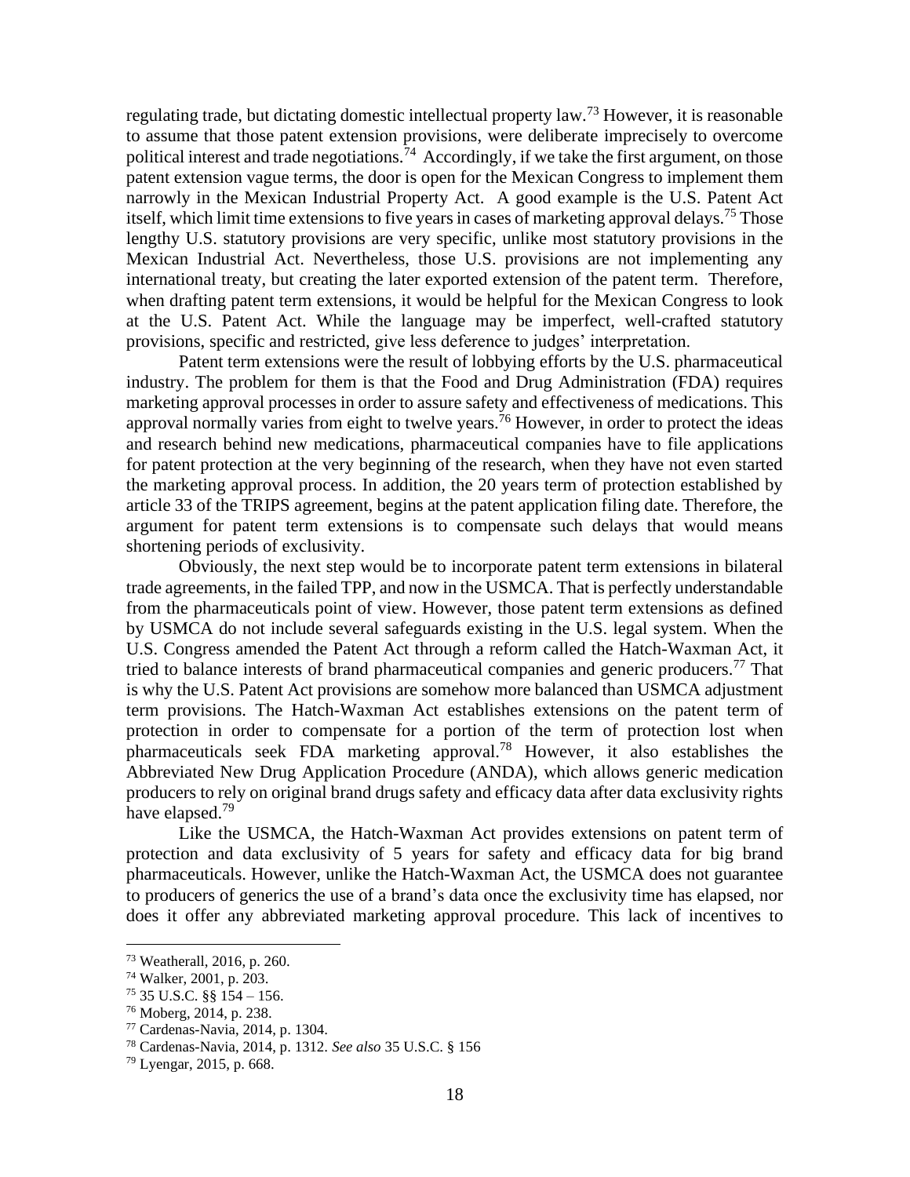regulating trade, but dictating domestic intellectual property law.[73] However, it is reasonable to assume that those patent extension provisions, were deliberate imprecisely to overcome political interest and trade negotiations.[74] Accordingly, if we take the first argument, on those patent extension vague terms, the door is open for the Mexican Congress to implement them narrowly in the Mexican Industrial Property Act. A good example is the U.S. Patent Act itself, which limit time extensions to five years in cases of marketing approval delays.[75] Those lengthy U.S. statutory provisions are very specific, unlike most statutory provisions in the Mexican Industrial Act. Nevertheless, those U.S. provisions are not implementing any international treaty, but creating the later exported extension of the patent term. Therefore, when drafting patent term extensions, it would be helpful for the Mexican Congress to look at the U.S. Patent Act. While the language may be imperfect, well-crafted statutory provisions, specific and restricted, give less deference to judges' interpretation.

Patent term extensions were the result of lobbying efforts by the U.S. pharmaceutical industry. The problem for them is that the Food and Drug Administration (FDA) requires marketing approval processes in order to assure safety and effectiveness of medications. This approval normally varies from eight to twelve years.[76] However, in order to protect the ideas and research behind new medications, pharmaceutical companies have to file applications for patent protection at the very beginning of the research, when they have not even started the marketing approval process. In addition, the 20 years term of protection established by article 33 of the TRIPS agreement, begins at the patent application filing date. Therefore, the argument for patent term extensions is to compensate such delays that would means shortening periods of exclusivity.

Obviously, the next step would be to incorporate patent term extensions in bilateral trade agreements, in the failed TPP, and now in the USMCA. That is perfectly understandable from the pharmaceuticals point of view. However, those patent term extensions as defined by USMCA do not include several safeguards existing in the U.S. legal system. When the U.S. Congress amended the Patent Act through a reform called the Hatch-Waxman Act, it tried to balance interests of brand pharmaceutical companies and generic producers.[77] That is why the U.S. Patent Act provisions are somehow more balanced than USMCA adjustment term provisions. The Hatch-Waxman Act establishes extensions on the patent term of protection in order to compensate for a portion of the term of protection lost when pharmaceuticals seek FDA marketing approval.[78] However, it also establishes the Abbreviated New Drug Application Procedure (ANDA), which allows generic medication producers to rely on original brand drugs safety and efficacy data after data exclusivity rights have elapsed.[79]

Like the USMCA, the Hatch-Waxman Act provides extensions on patent term of protection and data exclusivity of 5 years for safety and efficacy data for big brand pharmaceuticals. However, unlike the Hatch-Waxman Act, the USMCA does not guarantee to producers of generics the use of a brand's data once the exclusivity time has elapsed, nor does it offer any abbreviated marketing approval procedure. This lack of incentives to

---

[73] Weatherall, 2016, p. 260.

[74] Walker, 2001, p. 203.

[75] 35 U.S.C. §§ 154 – 156.

[76] Moberg, 2014, p. 238.

[77] Cardenas-Navia, 2014, p. 1304.

[78] Cardenas-Navia, 2014, p. 1312. *See also* 35 U.S.C. § 156

[79] Lyengar, 2015, p. 668.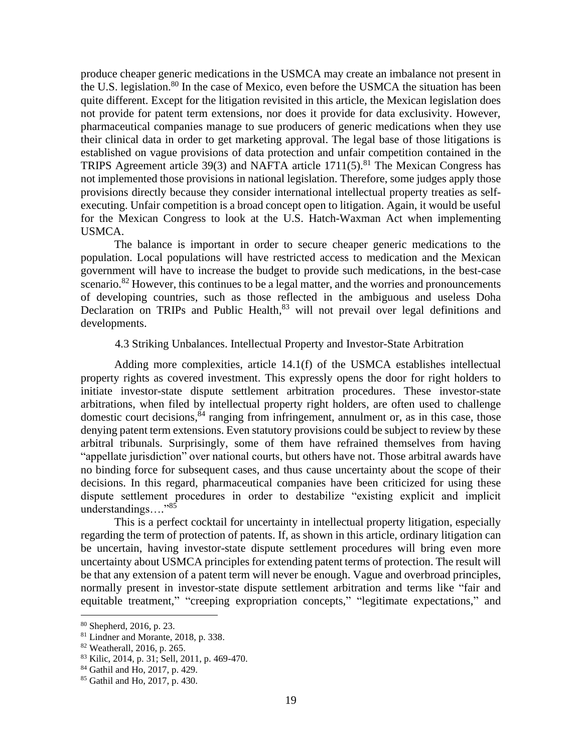produce cheaper generic medications in the USMCA may create an imbalance not present in the U.S. legislation.[80] In the case of Mexico, even before the USMCA the situation has been quite different. Except for the litigation revisited in this article, the Mexican legislation does not provide for patent term extensions, nor does it provide for data exclusivity. However, pharmaceutical companies manage to sue producers of generic medications when they use their clinical data in order to get marketing approval. The legal base of those litigations is established on vague provisions of data protection and unfair competition contained in the TRIPS Agreement article 39(3) and NAFTA article 1711(5).[81] The Mexican Congress has not implemented those provisions in national legislation. Therefore, some judges apply those provisions directly because they consider international intellectual property treaties as self-executing. Unfair competition is a broad concept open to litigation. Again, it would be useful for the Mexican Congress to look at the U.S. Hatch-Waxman Act when implementing USMCA.

The balance is important in order to secure cheaper generic medications to the population. Local populations will have restricted access to medication and the Mexican government will have to increase the budget to provide such medications, in the best-case scenario.[82] However, this continues to be a legal matter, and the worries and pronouncements of developing countries, such as those reflected in the ambiguous and useless Doha Declaration on TRIPs and Public Health,[83] will not prevail over legal definitions and developments.

### 4.3 Striking Unbalances. Intellectual Property and Investor-State Arbitration

Adding more complexities, article 14.1(f) of the USMCA establishes intellectual property rights as covered investment. This expressly opens the door for right holders to initiate investor-state dispute settlement arbitration procedures. These investor-state arbitrations, when filed by intellectual property right holders, are often used to challenge domestic court decisions,[84] ranging from infringement, annulment or, as in this case, those denying patent term extensions. Even statutory provisions could be subject to review by these arbitral tribunals. Surprisingly, some of them have refrained themselves from having "appellate jurisdiction" over national courts, but others have not. Those arbitral awards have no binding force for subsequent cases, and thus cause uncertainty about the scope of their decisions. In this regard, pharmaceutical companies have been criticized for using these dispute settlement procedures in order to destabilize "existing explicit and implicit understandings…."[85]

This is a perfect cocktail for uncertainty in intellectual property litigation, especially regarding the term of protection of patents. If, as shown in this article, ordinary litigation can be uncertain, having investor-state dispute settlement procedures will bring even more uncertainty about USMCA principles for extending patent terms of protection. The result will be that any extension of a patent term will never be enough. Vague and overbroad principles, normally present in investor-state dispute settlement arbitration and terms like "fair and equitable treatment," "creeping expropriation concepts," "legitimate expectations," and

---

[80] Shepherd, 2016, p. 23.

[81] Lindner and Morante, 2018, p. 338.

[82] Weatherall, 2016, p. 265.

[83] Kilic, 2014, p. 31; Sell, 2011, p. 469-470.

[84] Gathil and Ho, 2017, p. 429.

[85] Gathil and Ho, 2017, p. 430.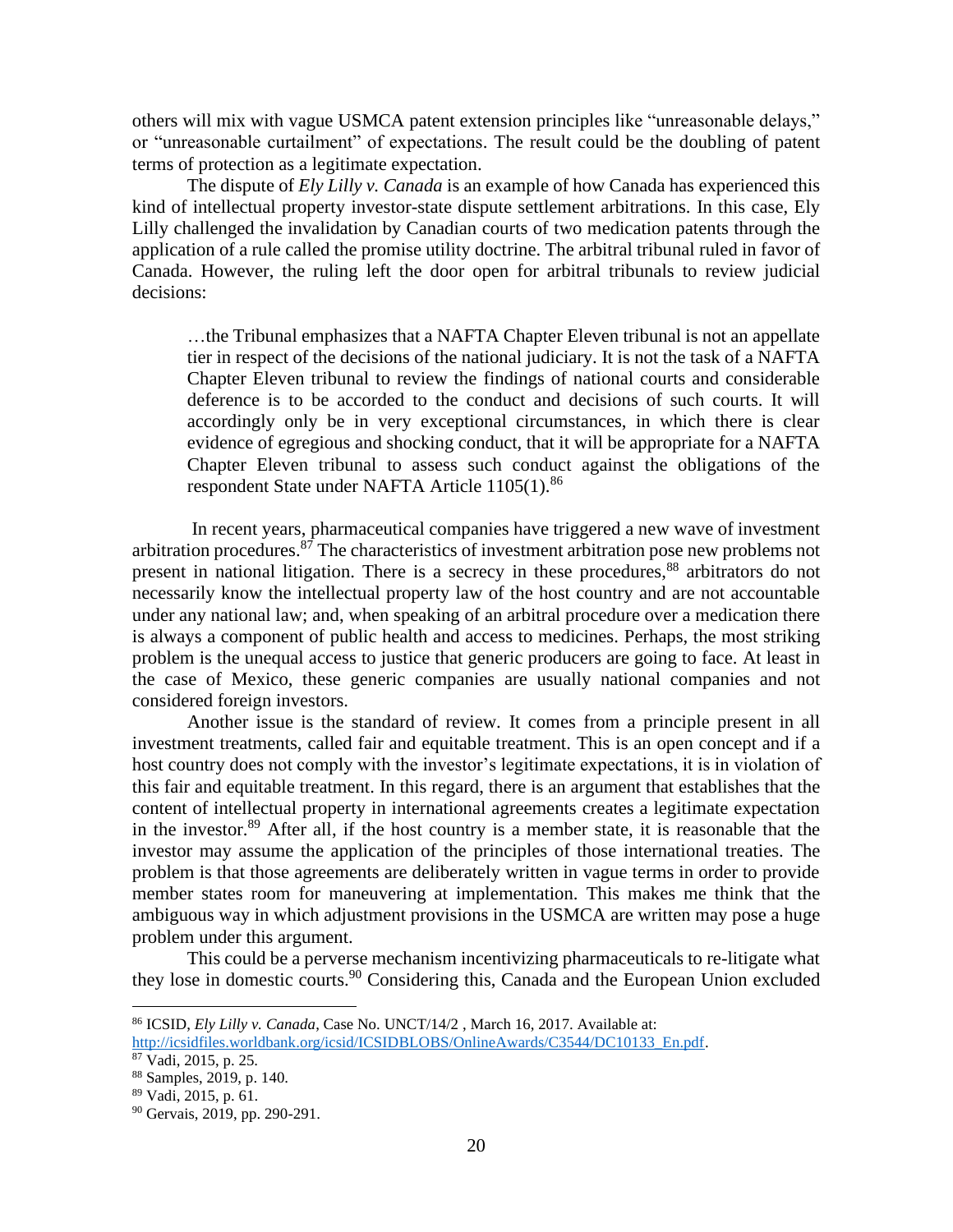others will mix with vague USMCA patent extension principles like "unreasonable delays," or "unreasonable curtailment" of expectations. The result could be the doubling of patent terms of protection as a legitimate expectation.

The dispute of *Ely Lilly v. Canada* is an example of how Canada has experienced this kind of intellectual property investor-state dispute settlement arbitrations. In this case, Ely Lilly challenged the invalidation by Canadian courts of two medication patents through the application of a rule called the promise utility doctrine. The arbitral tribunal ruled in favor of Canada. However, the ruling left the door open for arbitral tribunals to review judicial decisions:

> …the Tribunal emphasizes that a NAFTA Chapter Eleven tribunal is not an appellate tier in respect of the decisions of the national judiciary. It is not the task of a NAFTA Chapter Eleven tribunal to review the findings of national courts and considerable deference is to be accorded to the conduct and decisions of such courts. It will accordingly only be in very exceptional circumstances, in which there is clear evidence of egregious and shocking conduct, that it will be appropriate for a NAFTA Chapter Eleven tribunal to assess such conduct against the obligations of the respondent State under NAFTA Article 1105(1).[86]

In recent years, pharmaceutical companies have triggered a new wave of investment arbitration procedures.[87] The characteristics of investment arbitration pose new problems not present in national litigation. There is a secrecy in these procedures,[88] arbitrators do not necessarily know the intellectual property law of the host country and are not accountable under any national law; and, when speaking of an arbitral procedure over a medication there is always a component of public health and access to medicines. Perhaps, the most striking problem is the unequal access to justice that generic producers are going to face. At least in the case of Mexico, these generic companies are usually national companies and not considered foreign investors.

Another issue is the standard of review. It comes from a principle present in all investment treatments, called fair and equitable treatment. This is an open concept and if a host country does not comply with the investor's legitimate expectations, it is in violation of this fair and equitable treatment. In this regard, there is an argument that establishes that the content of intellectual property in international agreements creates a legitimate expectation in the investor.[89] After all, if the host country is a member state, it is reasonable that the investor may assume the application of the principles of those international treaties. The problem is that those agreements are deliberately written in vague terms in order to provide member states room for maneuvering at implementation. This makes me think that the ambiguous way in which adjustment provisions in the USMCA are written may pose a huge problem under this argument.

This could be a perverse mechanism incentivizing pharmaceuticals to re-litigate what they lose in domestic courts.[90] Considering this, Canada and the European Union excluded

---

[86] ICSID, *Ely Lilly v. Canada*, Case No. UNCT/14/2 , March 16, 2017. Available at: http://icsidfiles.worldbank.org/icsid/ICSIDBLOBS/OnlineAwards/C3544/DC10133_En.pdf.

[87] Vadi, 2015, p. 25.

[88] Samples, 2019, p. 140.

[89] Vadi, 2015, p. 61.

[90] Gervais, 2019, pp. 290-291.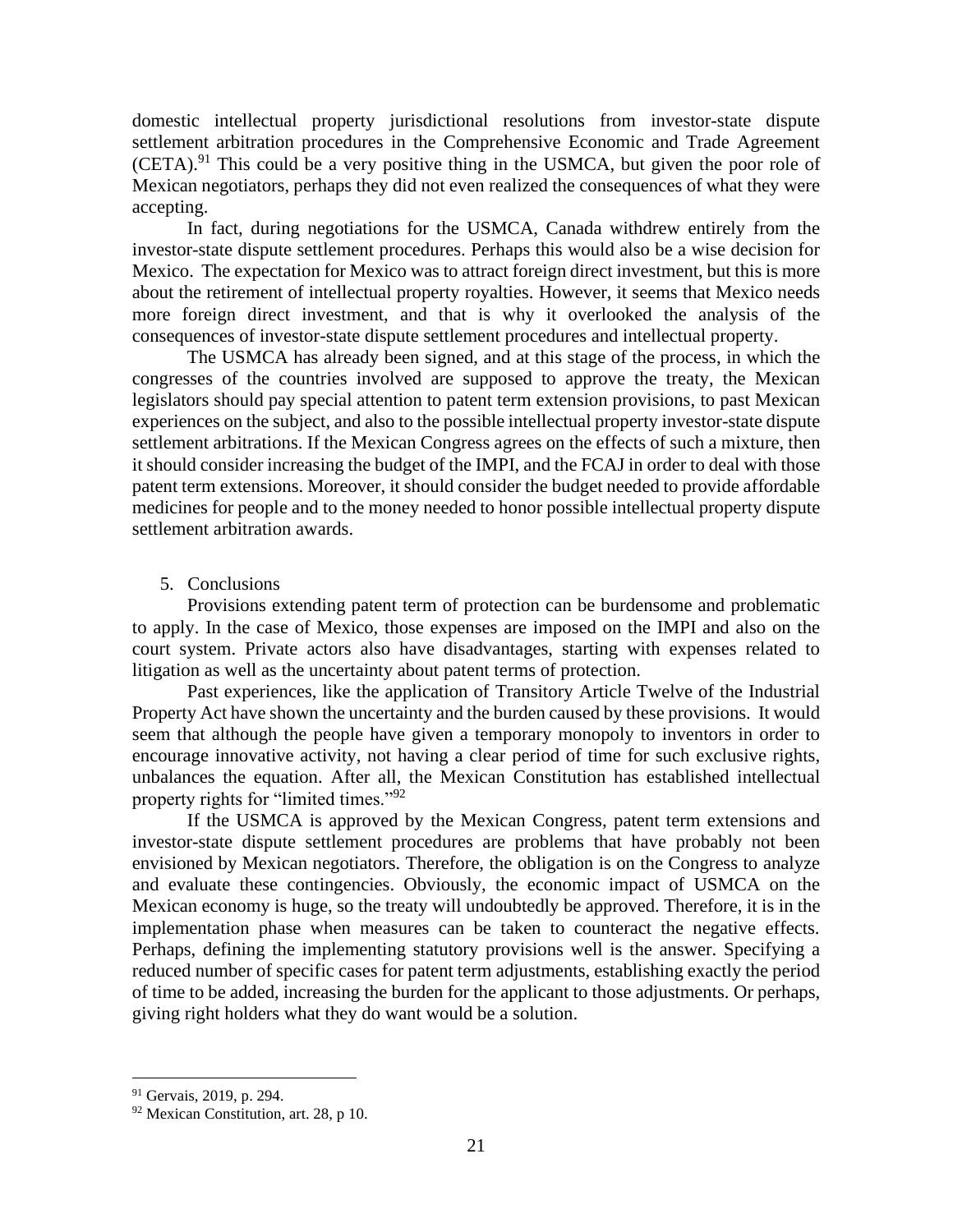domestic intellectual property jurisdictional resolutions from investor-state dispute settlement arbitration procedures in the Comprehensive Economic and Trade Agreement (CETA).[91] This could be a very positive thing in the USMCA, but given the poor role of Mexican negotiators, perhaps they did not even realized the consequences of what they were accepting.

In fact, during negotiations for the USMCA, Canada withdrew entirely from the investor-state dispute settlement procedures. Perhaps this would also be a wise decision for Mexico. The expectation for Mexico was to attract foreign direct investment, but this is more about the retirement of intellectual property royalties. However, it seems that Mexico needs more foreign direct investment, and that is why it overlooked the analysis of the consequences of investor-state dispute settlement procedures and intellectual property.

The USMCA has already been signed, and at this stage of the process, in which the congresses of the countries involved are supposed to approve the treaty, the Mexican legislators should pay special attention to patent term extension provisions, to past Mexican experiences on the subject, and also to the possible intellectual property investor-state dispute settlement arbitrations. If the Mexican Congress agrees on the effects of such a mixture, then it should consider increasing the budget of the IMPI, and the FCAJ in order to deal with those patent term extensions. Moreover, it should consider the budget needed to provide affordable medicines for people and to the money needed to honor possible intellectual property dispute settlement arbitration awards.

## 5. Conclusions

Provisions extending patent term of protection can be burdensome and problematic to apply. In the case of Mexico, those expenses are imposed on the IMPI and also on the court system. Private actors also have disadvantages, starting with expenses related to litigation as well as the uncertainty about patent terms of protection.

Past experiences, like the application of Transitory Article Twelve of the Industrial Property Act have shown the uncertainty and the burden caused by these provisions. It would seem that although the people have given a temporary monopoly to inventors in order to encourage innovative activity, not having a clear period of time for such exclusive rights, unbalances the equation. After all, the Mexican Constitution has established intellectual property rights for "limited times."[92]

If the USMCA is approved by the Mexican Congress, patent term extensions and investor-state dispute settlement procedures are problems that have probably not been envisioned by Mexican negotiators. Therefore, the obligation is on the Congress to analyze and evaluate these contingencies. Obviously, the economic impact of USMCA on the Mexican economy is huge, so the treaty will undoubtedly be approved. Therefore, it is in the implementation phase when measures can be taken to counteract the negative effects. Perhaps, defining the implementing statutory provisions well is the answer. Specifying a reduced number of specific cases for patent term adjustments, establishing exactly the period of time to be added, increasing the burden for the applicant to those adjustments. Or perhaps, giving right holders what they do want would be a solution.

---

[91] Gervais, 2019, p. 294.

[92] Mexican Constitution, art. 28, p 10.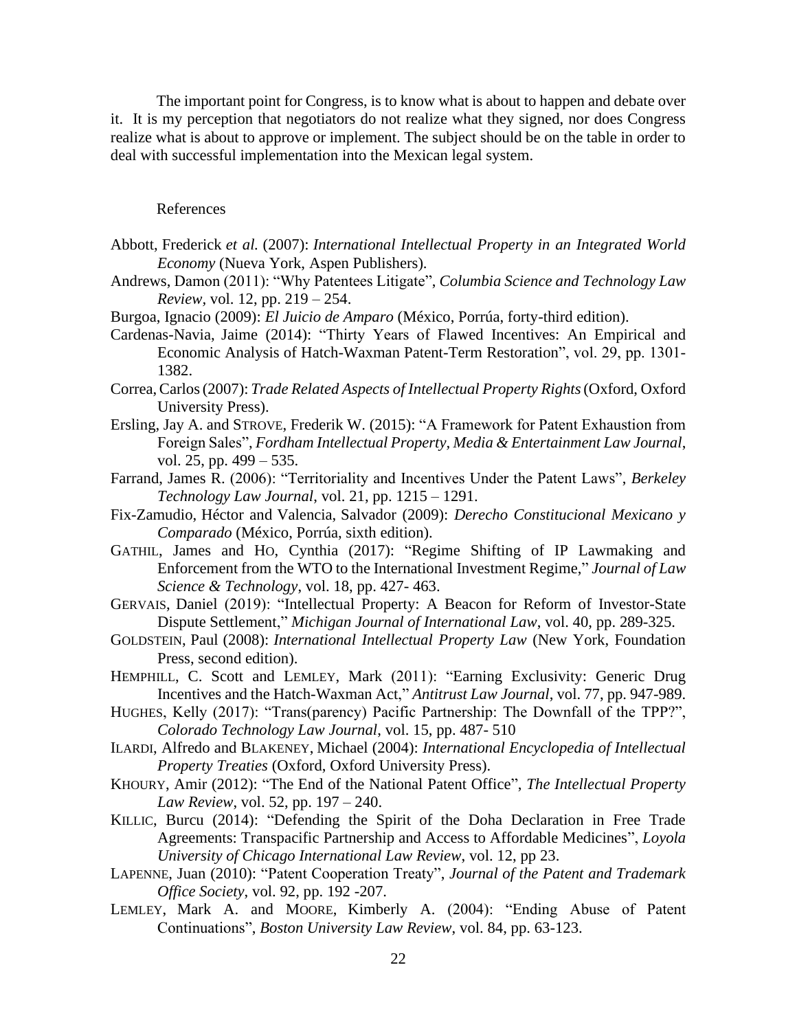The important point for Congress, is to know what is about to happen and debate over it. It is my perception that negotiators do not realize what they signed, nor does Congress realize what is about to approve or implement. The subject should be on the table in order to deal with successful implementation into the Mexican legal system.

## References

Abbott, Frederick *et al.* (2007): *International Intellectual Property in an Integrated World Economy* (Nueva York, Aspen Publishers).

Andrews, Damon (2011): "Why Patentees Litigate", *Columbia Science and Technology Law Review*, vol. 12, pp. 219 – 254.

Burgoa, Ignacio (2009): *El Juicio de Amparo* (México, Porrúa, forty-third edition).

Cardenas-Navia, Jaime (2014): "Thirty Years of Flawed Incentives: An Empirical and Economic Analysis of Hatch-Waxman Patent-Term Restoration", vol. 29, pp. 1301-1382.

Correa, Carlos (2007): *Trade Related Aspects of Intellectual Property Rights* (Oxford, Oxford University Press).

Ersling, Jay A. and STROVE, Frederik W. (2015): "A Framework for Patent Exhaustion from Foreign Sales", *Fordham Intellectual Property, Media & Entertainment Law Journal*, vol. 25, pp. 499 – 535.

Farrand, James R. (2006): "Territoriality and Incentives Under the Patent Laws", *Berkeley Technology Law Journal*, vol. 21, pp. 1215 – 1291.

Fix-Zamudio, Héctor and Valencia, Salvador (2009): *Derecho Constitucional Mexicano y Comparado* (México, Porrúa, sixth edition).

GATHIL, James and HO, Cynthia (2017): "Regime Shifting of IP Lawmaking and Enforcement from the WTO to the International Investment Regime," *Journal of Law Science & Technology*, vol. 18, pp. 427- 463.

GERVAIS, Daniel (2019): "Intellectual Property: A Beacon for Reform of Investor-State Dispute Settlement," *Michigan Journal of International Law*, vol. 40, pp. 289-325.

GOLDSTEIN, Paul (2008): *International Intellectual Property Law* (New York, Foundation Press, second edition).

HEMPHILL, C. Scott and LEMLEY, Mark (2011): "Earning Exclusivity: Generic Drug Incentives and the Hatch-Waxman Act," *Antitrust Law Journal*, vol. 77, pp. 947-989.

HUGHES, Kelly (2017): "Trans(parency) Pacific Partnership: The Downfall of the TPP?", *Colorado Technology Law Journal*, vol. 15, pp. 487- 510

ILARDI, Alfredo and BLAKENEY, Michael (2004): *International Encyclopedia of Intellectual Property Treaties* (Oxford, Oxford University Press).

KHOURY, Amir (2012): "The End of the National Patent Office", *The Intellectual Property Law Review*, vol. 52, pp. 197 – 240.

KILLIC, Burcu (2014): "Defending the Spirit of the Doha Declaration in Free Trade Agreements: Transpacific Partnership and Access to Affordable Medicines", *Loyola University of Chicago International Law Review*, vol. 12, pp 23.

LAPENNE, Juan (2010): "Patent Cooperation Treaty", *Journal of the Patent and Trademark Office Society*, vol. 92, pp. 192 -207.

LEMLEY, Mark A. and MOORE, Kimberly A. (2004): "Ending Abuse of Patent Continuations", *Boston University Law Review*, vol. 84, pp. 63-123.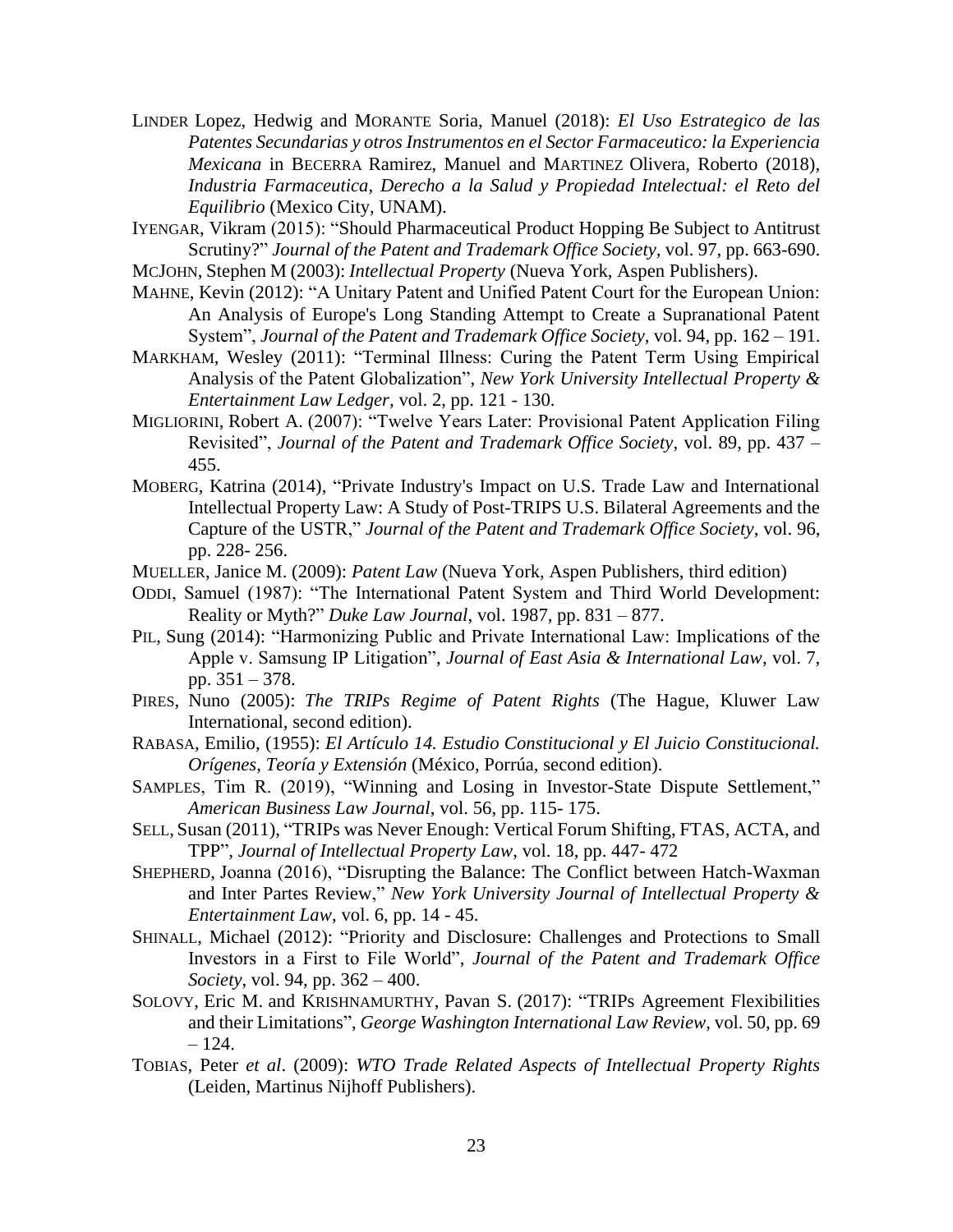LINDER Lopez, Hedwig and MORANTE Soria, Manuel (2018): *El Uso Estrategico de las Patentes Secundarias y otros Instrumentos en el Sector Farmaceutico: la Experiencia Mexicana* in BECERRA Ramirez, Manuel and MARTINEZ Olivera, Roberto (2018), *Industria Farmaceutica, Derecho a la Salud y Propiedad Intelectual: el Reto del Equilibrio* (Mexico City, UNAM).

IYENGAR, Vikram (2015): "Should Pharmaceutical Product Hopping Be Subject to Antitrust Scrutiny?" *Journal of the Patent and Trademark Office Society*, vol. 97, pp. 663-690.

MCJOHN, Stephen M (2003): *Intellectual Property* (Nueva York, Aspen Publishers).

MAHNE, Kevin (2012): "A Unitary Patent and Unified Patent Court for the European Union: An Analysis of Europe's Long Standing Attempt to Create a Supranational Patent System", *Journal of the Patent and Trademark Office Society*, vol. 94, pp. 162 – 191.

MARKHAM, Wesley (2011): "Terminal Illness: Curing the Patent Term Using Empirical Analysis of the Patent Globalization", *New York University Intellectual Property & Entertainment Law Ledger*, vol. 2, pp. 121 - 130.

MIGLIORINI, Robert A. (2007): "Twelve Years Later: Provisional Patent Application Filing Revisited", *Journal of the Patent and Trademark Office Society*, vol. 89, pp. 437 – 455.

MOBERG, Katrina (2014), "Private Industry's Impact on U.S. Trade Law and International Intellectual Property Law: A Study of Post-TRIPS U.S. Bilateral Agreements and the Capture of the USTR," *Journal of the Patent and Trademark Office Society*, vol. 96, pp. 228- 256.

MUELLER, Janice M. (2009): *Patent Law* (Nueva York, Aspen Publishers, third edition)

ODDI, Samuel (1987): "The International Patent System and Third World Development: Reality or Myth?" *Duke Law Journal*, vol. 1987, pp. 831 – 877.

PIL, Sung (2014): "Harmonizing Public and Private International Law: Implications of the Apple v. Samsung IP Litigation", *Journal of East Asia & International Law*, vol. 7, pp. 351 – 378.

PIRES, Nuno (2005): *The TRIPs Regime of Patent Rights* (The Hague, Kluwer Law International, second edition).

RABASA, Emilio, (1955): *El Artículo 14. Estudio Constitucional y El Juicio Constitucional. Orígenes, Teoría y Extensión* (México, Porrúa, second edition).

SAMPLES, Tim R. (2019), "Winning and Losing in Investor-State Dispute Settlement," *American Business Law Journal*, vol. 56, pp. 115- 175.

SELL, Susan (2011), "TRIPs was Never Enough: Vertical Forum Shifting, FTAS, ACTA, and TPP", *Journal of Intellectual Property Law*, vol. 18, pp. 447- 472

SHEPHERD, Joanna (2016), "Disrupting the Balance: The Conflict between Hatch-Waxman and Inter Partes Review," *New York University Journal of Intellectual Property & Entertainment Law*, vol. 6, pp. 14 - 45.

SHINALL, Michael (2012): "Priority and Disclosure: Challenges and Protections to Small Investors in a First to File World", *Journal of the Patent and Trademark Office Society*, vol. 94, pp. 362 – 400.

SOLOVY, Eric M. and KRISHNAMURTHY, Pavan S. (2017): "TRIPs Agreement Flexibilities and their Limitations", *George Washington International Law Review*, vol. 50, pp. 69 – 124.

TOBIAS, Peter *et al*. (2009): *WTO Trade Related Aspects of Intellectual Property Rights* (Leiden, Martinus Nijhoff Publishers).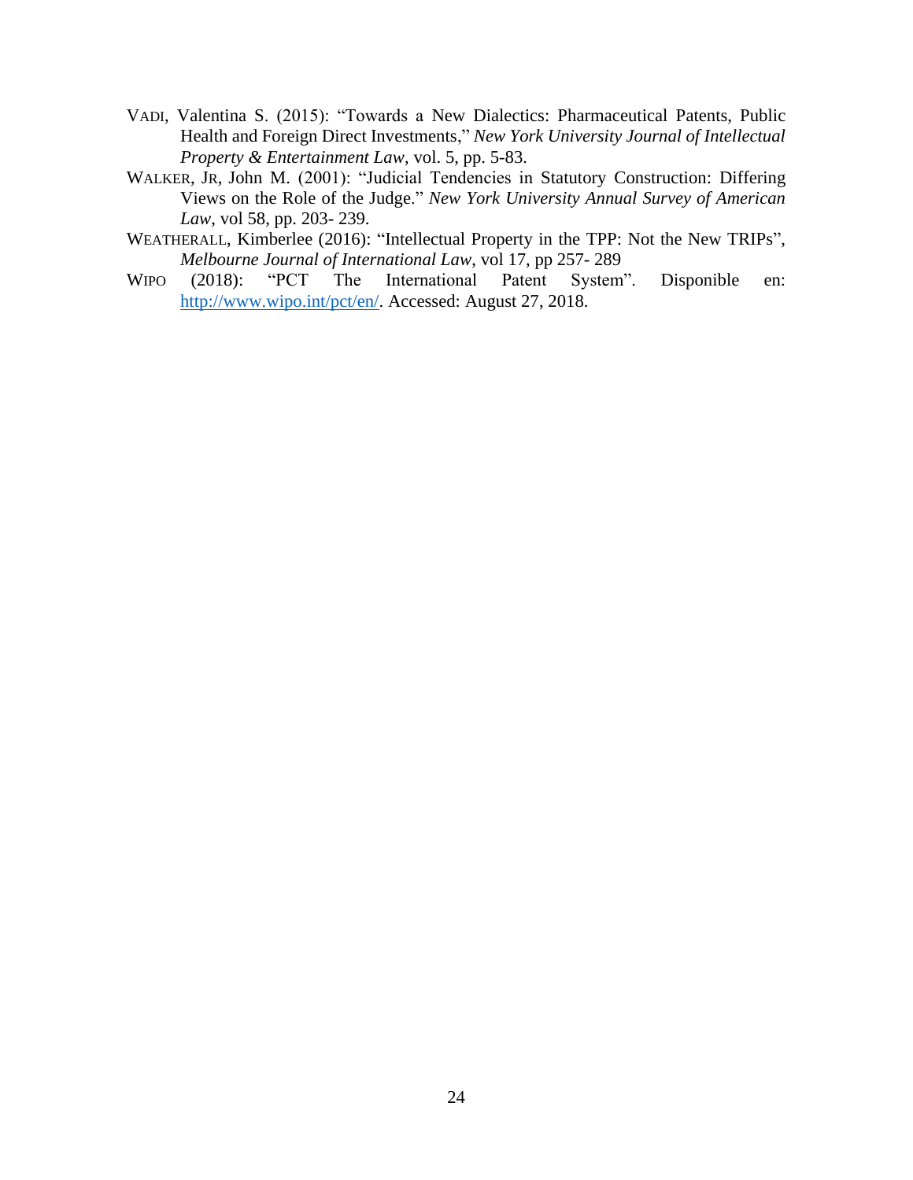VADI, Valentina S. (2015): "Towards a New Dialectics: Pharmaceutical Patents, Public Health and Foreign Direct Investments," *New York University Journal of Intellectual Property & Entertainment Law*, vol. 5, pp. 5-83.

WALKER, JR, John M. (2001): "Judicial Tendencies in Statutory Construction: Differing Views on the Role of the Judge." *New York University Annual Survey of American Law*, vol 58, pp. 203- 239.

WEATHERALL, Kimberlee (2016): "Intellectual Property in the TPP: Not the New TRIPs", *Melbourne Journal of International Law*, vol 17, pp 257- 289

WIPO (2018): "PCT The International Patent System". Disponible en: http://www.wipo.int/pct/en/. Accessed: August 27, 2018.